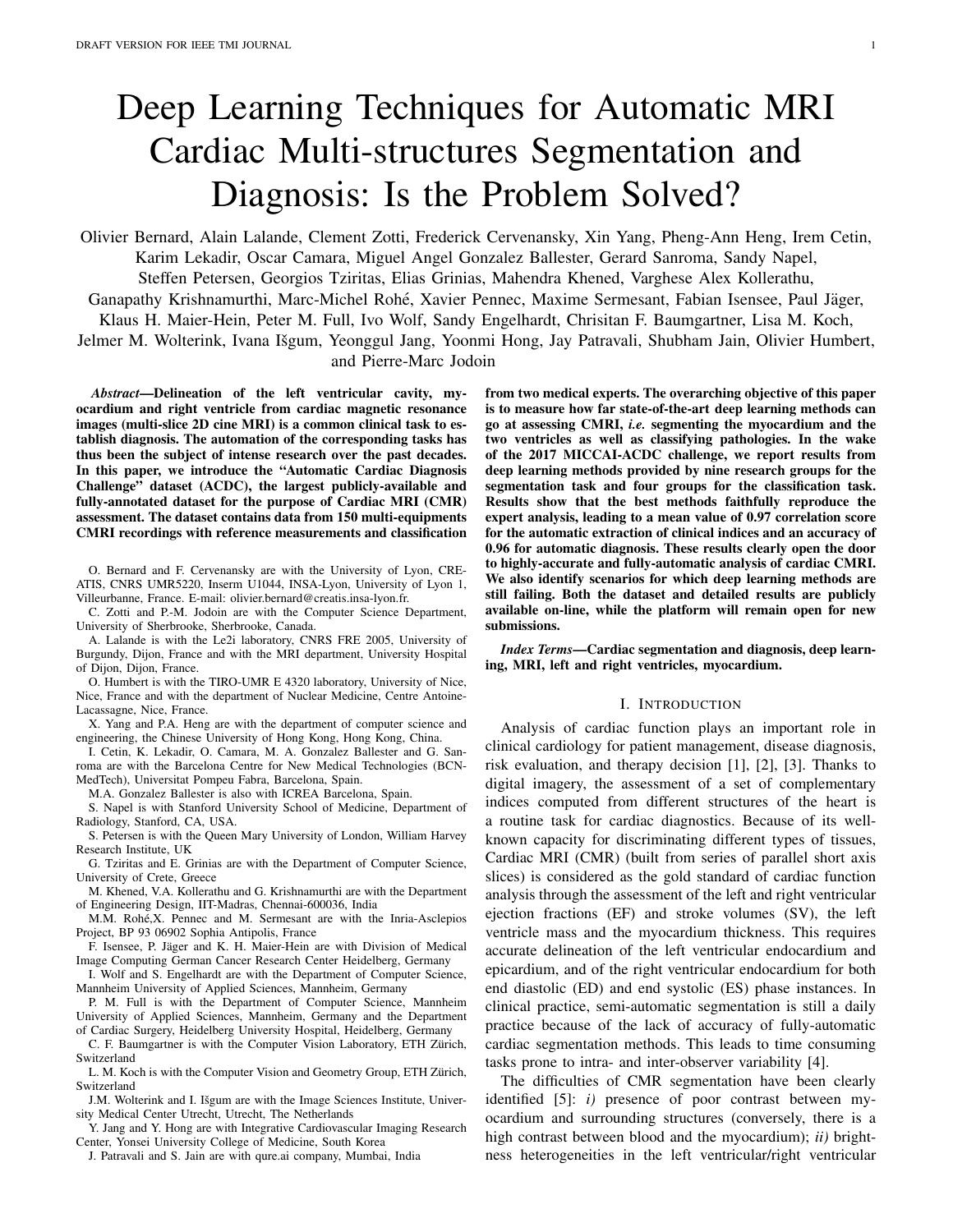# Deep Learning Techniques for Automatic MRI Cardiac Multi-structures Segmentation and Diagnosis: Is the Problem Solved?

Olivier Bernard, Alain Lalande, Clement Zotti, Frederick Cervenansky, Xin Yang, Pheng-Ann Heng, Irem Cetin, Karim Lekadir, Oscar Camara, Miguel Angel Gonzalez Ballester, Gerard Sanroma, Sandy Napel, Steffen Petersen, Georgios Tziritas, Elias Grinias, Mahendra Khened, Varghese Alex Kollerathu, Ganapathy Krishnamurthi, Marc-Michel Rohé, Xavier Pennec, Maxime Sermesant, Fabian Isensee, Paul Jäger, Klaus H. Maier-Hein, Peter M. Full, Ivo Wolf, Sandy Engelhardt, Chrisitan F. Baumgartner, Lisa M. Koch, Jelmer M. Wolterink, Ivana Išgum, Yeonggul Jang, Yoonmi Hong, Jay Patravali, Shubham Jain, Olivier Humbert, and Pierre-Marc Jodoin

***Abstract*—Delineation of the left ventricular cavity, myocardium and right ventricle from cardiac magnetic resonance images (multi-slice 2D cine MRI) is a common clinical task to establish diagnosis. The automation of the corresponding tasks has thus been the subject of intense research over the past decades. In this paper, we introduce the "Automatic Cardiac Diagnosis Challenge" dataset (ACDC), the largest publicly-available and fully-annotated dataset for the purpose of Cardiac MRI (CMR) assessment. The dataset contains data from 150 multi-equipments CMRI recordings with reference measurements and classification from two medical experts. The overarching objective of this paper is to measure how far state-of-the-art deep learning methods can go at assessing CMRI, *i.e.* segmenting the myocardium and the two ventricles as well as classifying pathologies. In the wake of the 2017 MICCAI-ACDC challenge, we report results from deep learning methods provided by nine research groups for the segmentation task and four groups for the classification task. Results show that the best methods faithfully reproduce the expert analysis, leading to a mean value of 0.97 correlation score for the automatic extraction of clinical indices and an accuracy of 0.96 for automatic diagnosis. These results clearly open the door to highly-accurate and fully-automatic analysis of cardiac CMRI. We also identify scenarios for which deep learning methods are still failing. Both the dataset and detailed results are publicly available on-line, while the platform will remain open for new submissions.**

***Index Terms*—Cardiac segmentation and diagnosis, deep learning, MRI, left and right ventricles, myocardium.**

O. Bernard and F. Cervenansky are with the University of Lyon, CREATIS, CNRS UMR5220, Inserm U1044, INSA-Lyon, University of Lyon 1, Villeurbanne, France. E-mail: olivier.bernard@creatis.insa-lyon.fr.

C. Zotti and P.-M. Jodoin are with the Computer Science Department, University of Sherbrooke, Sherbrooke, Canada.

A. Lalande is with the Le2i laboratory, CNRS FRE 2005, University of Burgundy, Dijon, France and with the MRI department, University Hospital of Dijon, Dijon, France.

O. Humbert is with the TIRO-UMR E 4320 laboratory, University of Nice, Nice, France and with the department of Nuclear Medicine, Centre Antoine-Lacassagne, Nice, France.

X. Yang and P.A. Heng are with the department of computer science and engineering, the Chinese University of Hong Kong, Hong Kong, China.

I. Cetin, K. Lekadir, O. Camara, M. A. Gonzalez Ballester and G. Sanroma are with the Barcelona Centre for New Medical Technologies (BCN-MedTech), Universitat Pompeu Fabra, Barcelona, Spain.

M.A. Gonzalez Ballester is also with ICREA Barcelona, Spain.

S. Napel is with Stanford University School of Medicine, Department of Radiology, Stanford, CA, USA.

S. Petersen is with the Queen Mary University of London, William Harvey Research Institute, UK

G. Tziritas and E. Grinias are with the Department of Computer Science, University of Crete, Greece

M. Khened, V.A. Kollerathu and G. Krishnamurthi are with the Department of Engineering Design, IIT-Madras, Chennai-600036, India

M.M. Rohé,X. Pennec and M. Sermesant are with the Inria-Asclepios Project, BP 93 06902 Sophia Antipolis, France

F. Isensee, P. Jäger and K. H. Maier-Hein are with Division of Medical Image Computing German Cancer Research Center Heidelberg, Germany

I. Wolf and S. Engelhardt are with the Department of Computer Science, Mannheim University of Applied Sciences, Mannheim, Germany

P. M. Full is with the Department of Computer Science, Mannheim University of Applied Sciences, Mannheim, Germany and the Department of Cardiac Surgery, Heidelberg University Hospital, Heidelberg, Germany

C. F. Baumgartner is with the Computer Vision Laboratory, ETH Zürich, Switzerland

L. M. Koch is with the Computer Vision and Geometry Group, ETH Zürich, Switzerland

J.M. Wolterink and I. Išgum are with the Image Sciences Institute, University Medical Center Utrecht, Utrecht, The Netherlands

Y. Jang and Y. Hong are with Integrative Cardiovascular Imaging Research Center, Yonsei University College of Medicine, South Korea

J. Patravali and S. Jain are with qure.ai company, Mumbai, India

## I. Introduction

Analysis of cardiac function plays an important role in clinical cardiology for patient management, disease diagnosis, risk evaluation, and therapy decision [1], [2], [3]. Thanks to digital imagery, the assessment of a set of complementary indices computed from different structures of the heart is a routine task for cardiac diagnostics. Because of its well-known capacity for discriminating different types of tissues, Cardiac MRI (CMR) (built from series of parallel short axis slices) is considered as the gold standard of cardiac function analysis through the assessment of the left and right ventricular ejection fractions (EF) and stroke volumes (SV), the left ventricle mass and the myocardium thickness. This requires accurate delineation of the left ventricular endocardium and epicardium, and of the right ventricular endocardium for both end diastolic (ED) and end systolic (ES) phase instances. In clinical practice, semi-automatic segmentation is still a daily practice because of the lack of accuracy of fully-automatic cardiac segmentation methods. This leads to time consuming tasks prone to intra- and inter-observer variability [4].

The difficulties of CMR segmentation have been clearly identified [5]: *i)* presence of poor contrast between myocardium and surrounding structures (conversely, there is a high contrast between blood and the myocardium); *ii)* brightness heterogeneities in the left ventricular/right ventricular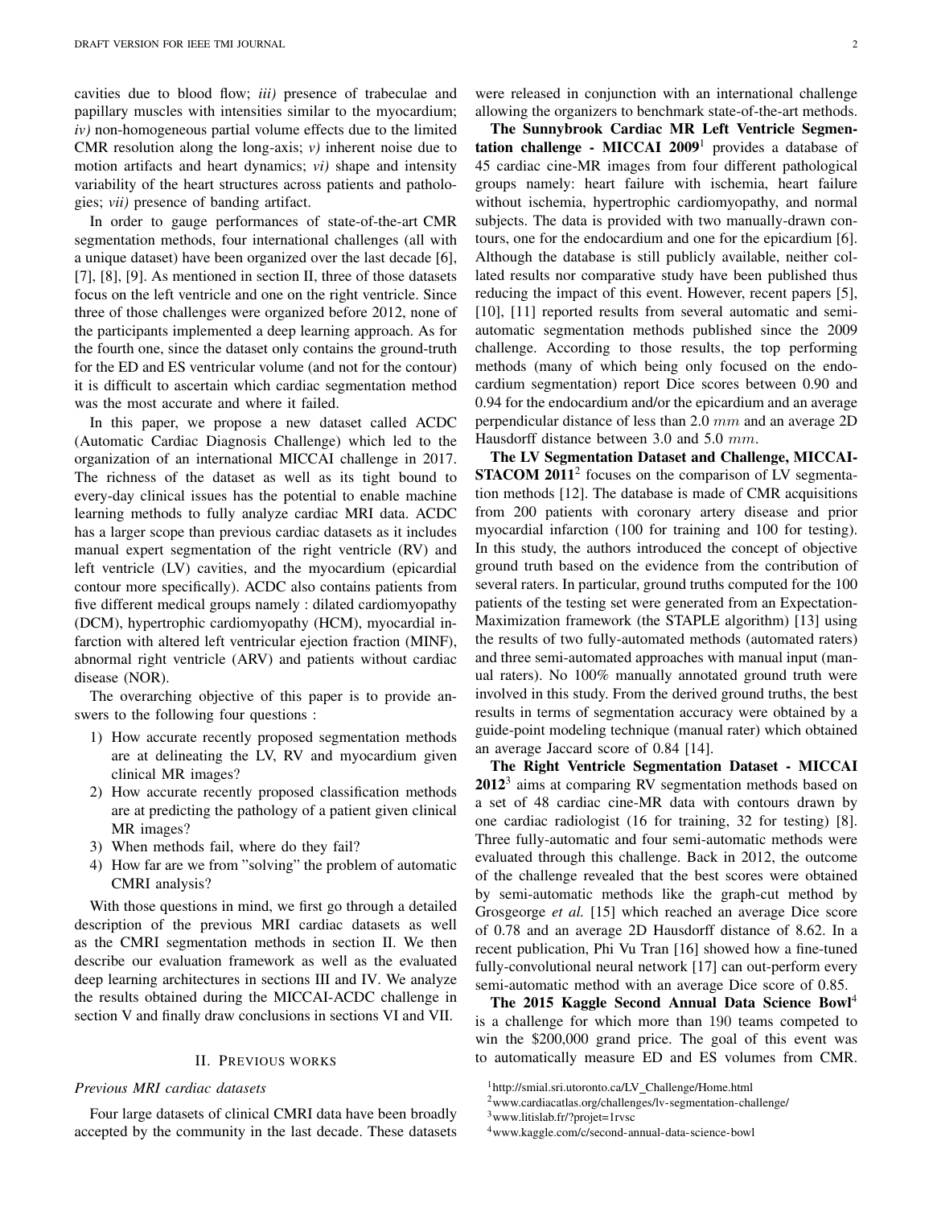cavities due to blood flow; *iii)* presence of trabeculae and papillary muscles with intensities similar to the myocardium; *iv)* non-homogeneous partial volume effects due to the limited CMR resolution along the long-axis; *v)* inherent noise due to motion artifacts and heart dynamics; *vi)* shape and intensity variability of the heart structures across patients and pathologies; *vii)* presence of banding artifact.

In order to gauge performances of state-of-the-art CMR segmentation methods, four international challenges (all with a unique dataset) have been organized over the last decade [6], [7], [8], [9]. As mentioned in section II, three of those datasets focus on the left ventricle and one on the right ventricle. Since three of those challenges were organized before 2012, none of the participants implemented a deep learning approach. As for the fourth one, since the dataset only contains the ground-truth for the ED and ES ventricular volume (and not for the contour) it is difficult to ascertain which cardiac segmentation method was the most accurate and where it failed.

In this paper, we propose a new dataset called ACDC (Automatic Cardiac Diagnosis Challenge) which led to the organization of an international MICCAI challenge in 2017. The richness of the dataset as well as its tight bound to every-day clinical issues has the potential to enable machine learning methods to fully analyze cardiac MRI data. ACDC has a larger scope than previous cardiac datasets as it includes manual expert segmentation of the right ventricle (RV) and left ventricle (LV) cavities, and the myocardium (epicardial contour more specifically). ACDC also contains patients from five different medical groups namely : dilated cardiomyopathy (DCM), hypertrophic cardiomyopathy (HCM), myocardial infarction with altered left ventricular ejection fraction (MINF), abnormal right ventricle (ARV) and patients without cardiac disease (NOR).

The overarching objective of this paper is to provide answers to the following four questions :

1) How accurate recently proposed segmentation methods are at delineating the LV, RV and myocardium given clinical MR images?
2) How accurate recently proposed classification methods are at predicting the pathology of a patient given clinical MR images?
3) When methods fail, where do they fail?
4) How far are we from "solving" the problem of automatic CMRI analysis?

With those questions in mind, we first go through a detailed description of the previous MRI cardiac datasets as well as the CMRI segmentation methods in section II. We then describe our evaluation framework as well as the evaluated deep learning architectures in sections III and IV. We analyze the results obtained during the MICCAI-ACDC challenge in section V and finally draw conclusions in sections VI and VII.

## II. Previous works

### *Previous MRI cardiac datasets*

Four large datasets of clinical CMRI data have been broadly accepted by the community in the last decade. These datasets were released in conjunction with an international challenge allowing the organizers to benchmark state-of-the-art methods.

**The Sunnybrook Cardiac MR Left Ventricle Segmentation challenge - MICCAI 2009**[1] provides a database of 45 cardiac cine-MR images from four different pathological groups namely: heart failure with ischemia, heart failure without ischemia, hypertrophic cardiomyopathy, and normal subjects. The data is provided with two manually-drawn contours, one for the endocardium and one for the epicardium [6]. Although the database is still publicly available, neither collated results nor comparative study have been published thus reducing the impact of this event. However, recent papers [5], [10], [11] reported results from several automatic and semi-automatic segmentation methods published since the 2009 challenge. According to those results, the top performing methods (many of which being only focused on the endocardium segmentation) report Dice scores between 0.90 and 0.94 for the endocardium and/or the epicardium and an average perpendicular distance of less than 2.0 $mm$ and an average 2D Hausdorff distance between 3.0 and 5.0 $mm$.

**The LV Segmentation Dataset and Challenge, MICCAI-STACOM 2011**[2] focuses on the comparison of LV segmentation methods [12]. The database is made of CMR acquisitions from 200 patients with coronary artery disease and prior myocardial infarction (100 for training and 100 for testing). In this study, the authors introduced the concept of objective ground truth based on the evidence from the contribution of several raters. In particular, ground truths computed for the 100 patients of the testing set were generated from an Expectation-Maximization framework (the STAPLE algorithm) [13] using the results of two fully-automated methods (automated raters) and three semi-automated approaches with manual input (manual raters). No 100% manually annotated ground truth were involved in this study. From the derived ground truths, the best results in terms of segmentation accuracy were obtained by a guide-point modeling technique (manual rater) which obtained an average Jaccard score of 0.84 [14].

**The Right Ventricle Segmentation Dataset - MICCAI 2012**[3] aims at comparing RV segmentation methods based on a set of 48 cardiac cine-MR data with contours drawn by one cardiac radiologist (16 for training, 32 for testing) [8]. Three fully-automatic and four semi-automatic methods were evaluated through this challenge. Back in 2012, the outcome of the challenge revealed that the best scores were obtained by semi-automatic methods like the graph-cut method by Grosgeorge *et al.* [15] which reached an average Dice score of 0.78 and an average 2D Hausdorff distance of 8.62. In a recent publication, Phi Vu Tran [16] showed how a fine-tuned fully-convolutional neural network [17] can out-perform every semi-automatic method with an average Dice score of 0.85.

**The 2015 Kaggle Second Annual Data Science Bowl**[4] is a challenge for which more than 190 teams competed to win the $200,000 grand price. The goal of this event was to automatically measure ED and ES volumes from CMR.

[1] http://smial.sri.utoronto.ca/LV_Challenge/Home.html
[2] www.cardiacatlas.org/challenges/lv-segmentation-challenge/
[3] www.litislab.fr/?projet=1rvsc
[4] www.kaggle.com/c/second-annual-data-science-bowl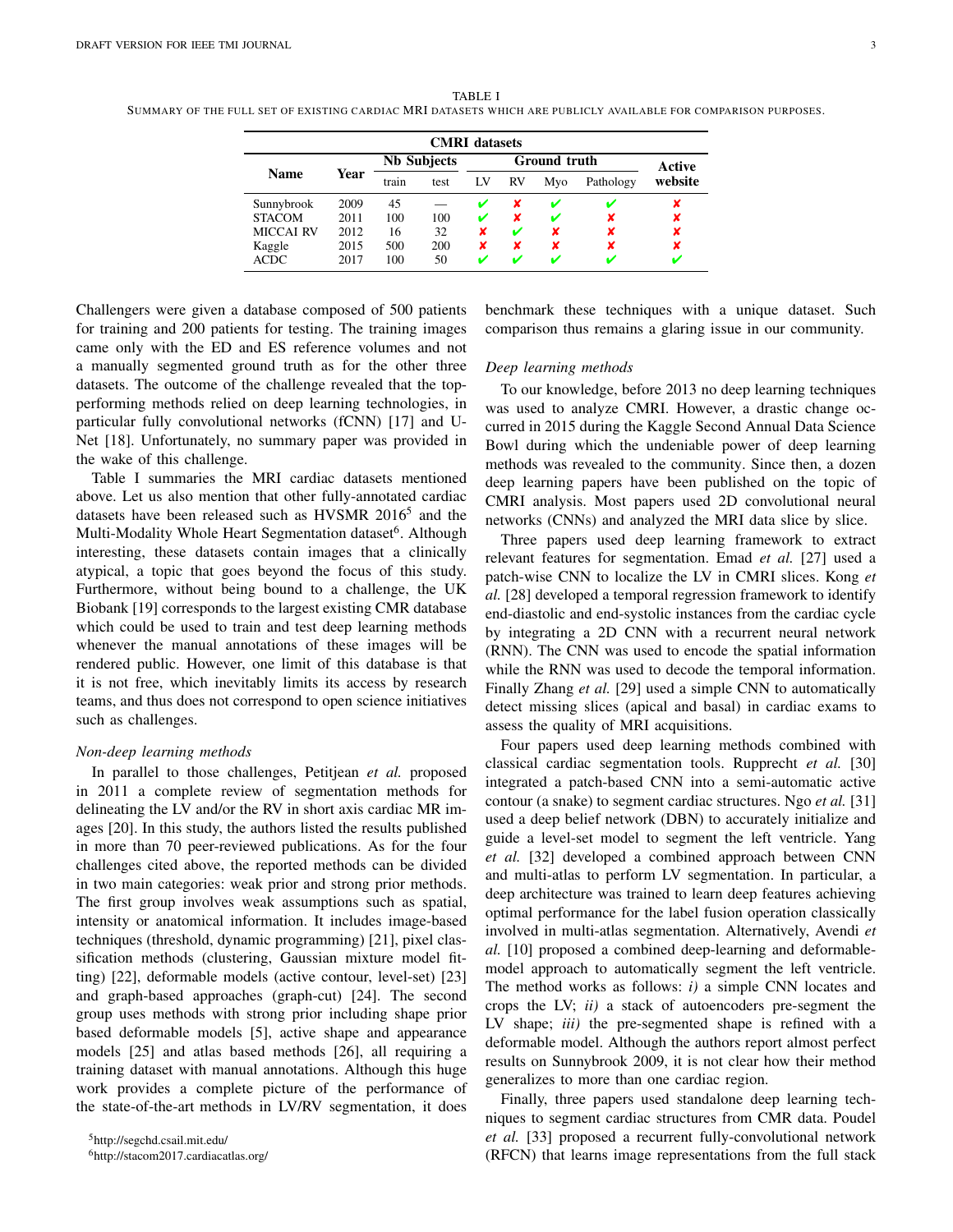TABLE I
SUMMARY OF THE FULL SET OF EXISTING CARDIAC MRI DATASETS WHICH ARE PUBLICLY AVAILABLE FOR COMPARISON PURPOSES.

| **CMRI datasets** | | | | | | | | |
|---|---|---|---|---|---|---|---|---|
| **Name** | **Year** | **Nb Subjects** | | **Ground truth** | | | | **Active website** |
| | | train | test | LV | RV | Myo | Pathology | |
| Sunnybrook | 2009 | 45 | — | ✔ | ✘ | ✔ | ✔ | ✘ |
| STACOM | 2011 | 100 | 100 | ✔ | ✘ | ✔ | ✘ | ✘ |
| MICCAI RV | 2012 | 16 | 32 | ✘ | ✔ | ✘ | ✘ | ✘ |
| Kaggle | 2015 | 500 | 200 | ✘ | ✘ | ✘ | ✘ | ✘ |
| ACDC | 2017 | 100 | 50 | ✔ | ✔ | ✔ | ✔ | ✔ |

Challengers were given a database composed of 500 patients for training and 200 patients for testing. The training images came only with the ED and ES reference volumes and not a manually segmented ground truth as for the other three datasets. The outcome of the challenge revealed that the top-performing methods relied on deep learning technologies, in particular fully convolutional networks (fCNN) [17] and U-Net [18]. Unfortunately, no summary paper was provided in the wake of this challenge.

Table I summaries the MRI cardiac datasets mentioned above. Let us also mention that other fully-annotated cardiac datasets have been released such as HVSMR 2016[5] and the Multi-Modality Whole Heart Segmentation dataset[6]. Although interesting, these datasets contain images that a clinically atypical, a topic that goes beyond the focus of this study. Furthermore, without being bound to a challenge, the UK Biobank [19] corresponds to the largest existing CMR database which could be used to train and test deep learning methods whenever the manual annotations of these images will be rendered public. However, one limit of this database is that it is not free, which inevitably limits its access by research teams, and thus does not correspond to open science initiatives such as challenges.

### *Non-deep learning methods*

In parallel to those challenges, Petitjean *et al.* proposed in 2011 a complete review of segmentation methods for delineating the LV and/or the RV in short axis cardiac MR images [20]. In this study, the authors listed the results published in more than 70 peer-reviewed publications. As for the four challenges cited above, the reported methods can be divided in two main categories: weak prior and strong prior methods. The first group involves weak assumptions such as spatial, intensity or anatomical information. It includes image-based techniques (threshold, dynamic programming) [21], pixel classification methods (clustering, Gaussian mixture model fitting) [22], deformable models (active contour, level-set) [23] and graph-based approaches (graph-cut) [24]. The second group uses methods with strong prior including shape prior based deformable models [5], active shape and appearance models [25] and atlas based methods [26], all requiring a training dataset with manual annotations. Although this huge work provides a complete picture of the performance of the state-of-the-art methods in LV/RV segmentation, it does benchmark these techniques with a unique dataset. Such comparison thus remains a glaring issue in our community.

### *Deep learning methods*

To our knowledge, before 2013 no deep learning techniques was used to analyze CMRI. However, a drastic change occurred in 2015 during the Kaggle Second Annual Data Science Bowl during which the undeniable power of deep learning methods was revealed to the community. Since then, a dozen deep learning papers have been published on the topic of CMRI analysis. Most papers used 2D convolutional neural networks (CNNs) and analyzed the MRI data slice by slice.

Three papers used deep learning framework to extract relevant features for segmentation. Emad *et al.* [27] used a patch-wise CNN to localize the LV in CMRI slices. Kong *et al.* [28] developed a temporal regression framework to identify end-diastolic and end-systolic instances from the cardiac cycle by integrating a 2D CNN with a recurrent neural network (RNN). The CNN was used to encode the spatial information while the RNN was used to decode the temporal information. Finally Zhang *et al.* [29] used a simple CNN to automatically detect missing slices (apical and basal) in cardiac exams to assess the quality of MRI acquisitions.

Four papers used deep learning methods combined with classical cardiac segmentation tools. Rupprecht *et al.* [30] integrated a patch-based CNN into a semi-automatic active contour (a snake) to segment cardiac structures. Ngo *et al.* [31] used a deep belief network (DBN) to accurately initialize and guide a level-set model to segment the left ventricle. Yang *et al.* [32] developed a combined approach between CNN and multi-atlas to perform LV segmentation. In particular, a deep architecture was trained to learn deep features achieving optimal performance for the label fusion operation classically involved in multi-atlas segmentation. Alternatively, Avendi *et al.* [10] proposed a combined deep-learning and deformable-model approach to automatically segment the left ventricle. The method works as follows: *i)* a simple CNN locates and crops the LV; *ii)* a stack of autoencoders pre-segment the LV shape; *iii)* the pre-segmented shape is refined with a deformable model. Although the authors report almost perfect results on Sunnybrook 2009, it is not clear how their method generalizes to more than one cardiac region.

Finally, three papers used standalone deep learning techniques to segment cardiac structures from CMR data. Poudel *et al.* [33] proposed a recurrent fully-convolutional network (RFCN) that learns image representations from the full stack

[5] http://segchd.csail.mit.edu/

[6] http://stacom2017.cardiacatlas.org/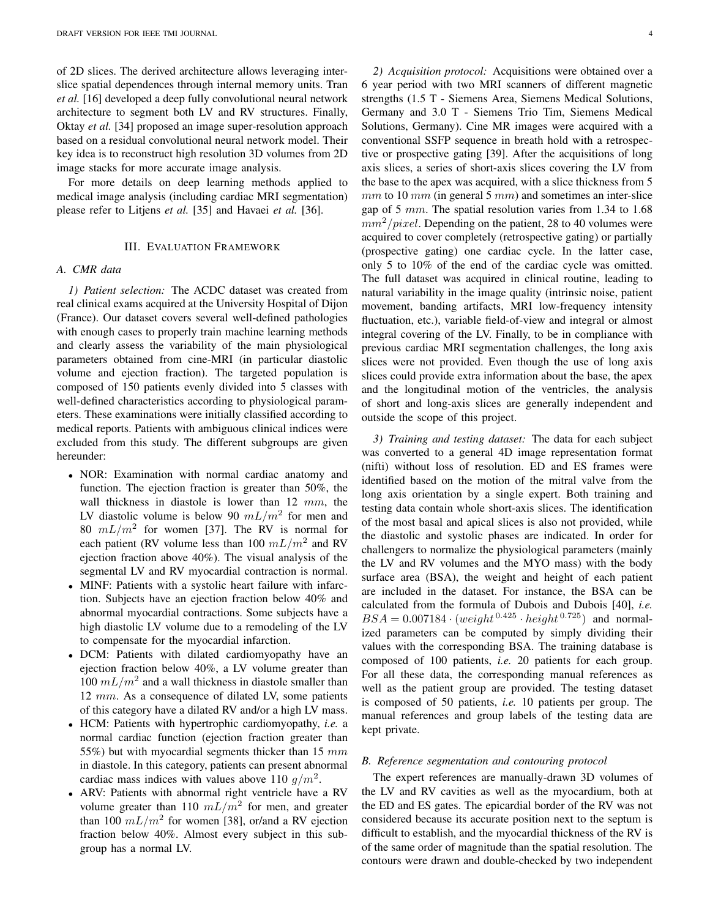of 2D slices. The derived architecture allows leveraging inter-slice spatial dependences through internal memory units. Tran *et al.* [16] developed a deep fully convolutional neural network architecture to segment both LV and RV structures. Finally, Oktay *et al.* [34] proposed an image super-resolution approach based on a residual convolutional neural network model. Their key idea is to reconstruct high resolution 3D volumes from 2D image stacks for more accurate image analysis.

For more details on deep learning methods applied to medical image analysis (including cardiac MRI segmentation) please refer to Litjens *et al.* [35] and Havaei *et al.* [36].

## III. Evaluation Framework

### A. CMR data

*1) Patient selection:* The ACDC dataset was created from real clinical exams acquired at the University Hospital of Dijon (France). Our dataset covers several well-defined pathologies with enough cases to properly train machine learning methods and clearly assess the variability of the main physiological parameters obtained from cine-MRI (in particular diastolic volume and ejection fraction). The targeted population is composed of 150 patients evenly divided into 5 classes with well-defined characteristics according to physiological parameters. These examinations were initially classified according to medical reports. Patients with ambiguous clinical indices were excluded from this study. The different subgroups are given hereunder:

- NOR: Examination with normal cardiac anatomy and function. The ejection fraction is greater than 50%, the wall thickness in diastole is lower than 12 $mm$, the LV diastolic volume is below 90 $mL/m^2$ for men and 80 $mL/m^2$ for women [37]. The RV is normal for each patient (RV volume less than 100 $mL/m^2$ and RV ejection fraction above 40%). The visual analysis of the segmental LV and RV myocardial contraction is normal.
- MINF: Patients with a systolic heart failure with infarction. Subjects have an ejection fraction below 40% and abnormal myocardial contractions. Some subjects have a high diastolic LV volume due to a remodeling of the LV to compensate for the myocardial infarction.
- DCM: Patients with dilated cardiomyopathy have an ejection fraction below 40%, a LV volume greater than 100 $mL/m^2$ and a wall thickness in diastole smaller than 12 $mm$. As a consequence of dilated LV, some patients of this category have a dilated RV and/or a high LV mass.
- HCM: Patients with hypertrophic cardiomyopathy, *i.e.* a normal cardiac function (ejection fraction greater than 55%) but with myocardial segments thicker than 15 $mm$ in diastole. In this category, patients can present abnormal cardiac mass indices with values above 110 $g/m^2$.
- ARV: Patients with abnormal right ventricle have a RV volume greater than 110 $mL/m^2$ for men, and greater than 100 $mL/m^2$ for women [38], or/and a RV ejection fraction below 40%. Almost every subject in this subgroup has a normal LV.

*2) Acquisition protocol:* Acquisitions were obtained over a 6 year period with two MRI scanners of different magnetic strengths (1.5 T - Siemens Area, Siemens Medical Solutions, Germany and 3.0 T - Siemens Trio Tim, Siemens Medical Solutions, Germany). Cine MR images were acquired with a conventional SSFP sequence in breath hold with a retrospective or prospective gating [39]. After the acquisitions of long axis slices, a series of short-axis slices covering the LV from the base to the apex was acquired, with a slice thickness from 5 $mm$ to 10 $mm$ (in general 5 $mm$) and sometimes an inter-slice gap of 5 $mm$. The spatial resolution varies from 1.34 to 1.68 $mm^2/pixel$. Depending on the patient, 28 to 40 volumes were acquired to cover completely (retrospective gating) or partially (prospective gating) one cardiac cycle. In the latter case, only 5 to 10% of the end of the cardiac cycle was omitted. The full dataset was acquired in clinical routine, leading to natural variability in the image quality (intrinsic noise, patient movement, banding artifacts, MRI low-frequency intensity fluctuation, etc.), variable field-of-view and integral or almost integral covering of the LV. Finally, to be in compliance with previous cardiac MRI segmentation challenges, the long axis slices were not provided. Even though the use of long axis slices could provide extra information about the base, the apex and the longitudinal motion of the ventricles, the analysis of short and long-axis slices are generally independent and outside the scope of this project.

*3) Training and testing dataset:* The data for each subject was converted to a general 4D image representation format (nifti) without loss of resolution. ED and ES frames were identified based on the motion of the mitral valve from the long axis orientation by a single expert. Both training and testing data contain whole short-axis slices. The identification of the most basal and apical slices is also not provided, while the diastolic and systolic phases are indicated. In order for challengers to normalize the physiological parameters (mainly the LV and RV volumes and the MYO mass) with the body surface area (BSA), the weight and height of each patient are included in the dataset. For instance, the BSA can be calculated from the formula of Dubois and Dubois [40], *i.e.* $BSA = 0.007184 \cdot (weight^{0.425} \cdot height^{0.725})$ and normalized parameters can be computed by simply dividing their values with the corresponding BSA. The training database is composed of 100 patients, *i.e.* 20 patients for each group. For all these data, the corresponding manual references as well as the patient group are provided. The testing dataset is composed of 50 patients, *i.e.* 10 patients per group. The manual references and group labels of the testing data are kept private.

### B. Reference segmentation and contouring protocol

The expert references are manually-drawn 3D volumes of the LV and RV cavities as well as the myocardium, both at the ED and ES gates. The epicardial border of the RV was not considered because its accurate position next to the septum is difficult to establish, and the myocardial thickness of the RV is of the same order of magnitude than the spatial resolution. The contours were drawn and double-checked by two independent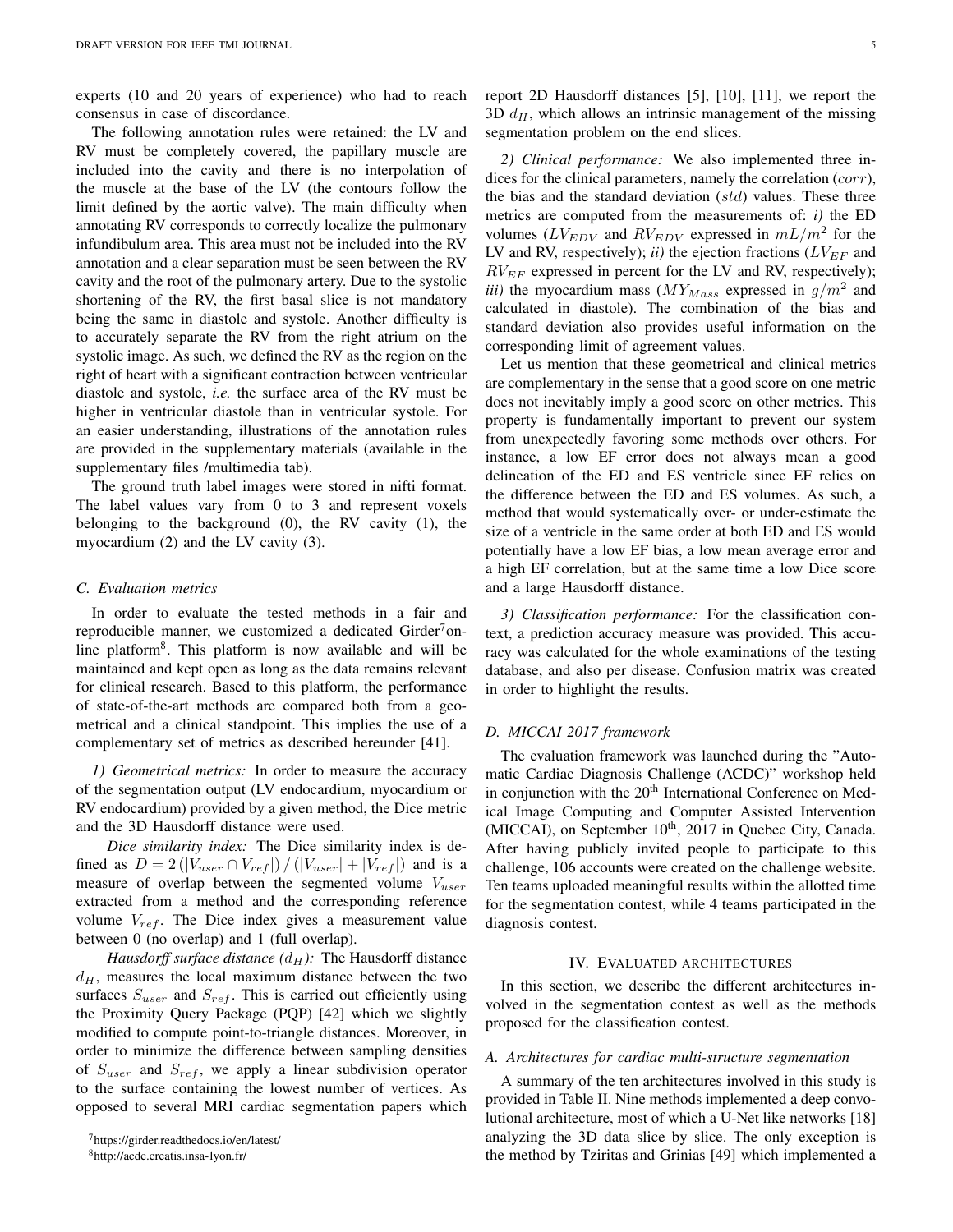experts (10 and 20 years of experience) who had to reach consensus in case of discordance.

The following annotation rules were retained: the LV and RV must be completely covered, the papillary muscle are included into the cavity and there is no interpolation of the muscle at the base of the LV (the contours follow the limit defined by the aortic valve). The main difficulty when annotating RV corresponds to correctly localize the pulmonary infundibulum area. This area must not be included into the RV annotation and a clear separation must be seen between the RV cavity and the root of the pulmonary artery. Due to the systolic shortening of the RV, the first basal slice is not mandatory being the same in diastole and systole. Another difficulty is to accurately separate the RV from the right atrium on the systolic image. As such, we defined the RV as the region on the right of heart with a significant contraction between ventricular diastole and systole, *i.e.* the surface area of the RV must be higher in ventricular diastole than in ventricular systole. For an easier understanding, illustrations of the annotation rules are provided in the supplementary materials (available in the supplementary files /multimedia tab).

The ground truth label images were stored in nifti format. The label values vary from 0 to 3 and represent voxels belonging to the background (0), the RV cavity (1), the myocardium (2) and the LV cavity (3).

### C. Evaluation metrics

In order to evaluate the tested methods in a fair and reproducible manner, we customized a dedicated Girder[7]online platform[8]. This platform is now available and will be maintained and kept open as long as the data remains relevant for clinical research. Based to this platform, the performance of state-of-the-art methods are compared both from a geometrical and a clinical standpoint. This implies the use of a complementary set of metrics as described hereunder [41].

*1) Geometrical metrics:* In order to measure the accuracy of the segmentation output (LV endocardium, myocardium or RV endocardium) provided by a given method, the Dice metric and the 3D Hausdorff distance were used.

*Dice similarity index:* The Dice similarity index is defined as $D = 2\left(|V_{user} \cap V_{ref}|\right) / \left(|V_{user}| + |V_{ref}|\right)$ and is a measure of overlap between the segmented volume $V_{user}$ extracted from a method and the corresponding reference volume $V_{ref}$. The Dice index gives a measurement value between 0 (no overlap) and 1 (full overlap).

*Hausdorff surface distance ($d_H$):* The Hausdorff distance $d_H$, measures the local maximum distance between the two surfaces $S_{user}$ and $S_{ref}$. This is carried out efficiently using the Proximity Query Package (PQP) [42] which we slightly modified to compute point-to-triangle distances. Moreover, in order to minimize the difference between sampling densities of $S_{user}$ and $S_{ref}$, we apply a linear subdivision operator to the surface containing the lowest number of vertices. As opposed to several MRI cardiac segmentation papers which report 2D Hausdorff distances [5], [10], [11], we report the 3D $d_H$, which allows an intrinsic management of the missing segmentation problem on the end slices.

*2) Clinical performance:* We also implemented three indices for the clinical parameters, namely the correlation ($corr$), the bias and the standard deviation ($std$) values. These three metrics are computed from the measurements of: *i)* the ED volumes ($LV_{EDV}$ and $RV_{EDV}$ expressed in $mL/m^2$ for the LV and RV, respectively); *ii)* the ejection fractions ($LV_{EF}$ and $RV_{EF}$ expressed in percent for the LV and RV, respectively); *iii)* the myocardium mass ($MY_{Mass}$ expressed in $g/m^2$ and calculated in diastole). The combination of the bias and standard deviation also provides useful information on the corresponding limit of agreement values.

Let us mention that these geometrical and clinical metrics are complementary in the sense that a good score on one metric does not inevitably imply a good score on other metrics. This property is fundamentally important to prevent our system from unexpectedly favoring some methods over others. For instance, a low EF error does not always mean a good delineation of the ED and ES ventricle since EF relies on the difference between the ED and ES volumes. As such, a method that would systematically over- or under-estimate the size of a ventricle in the same order at both ED and ES would potentially have a low EF bias, a low mean average error and a high EF correlation, but at the same time a low Dice score and a large Hausdorff distance.

*3) Classification performance:* For the classification context, a prediction accuracy measure was provided. This accuracy was calculated for the whole examinations of the testing database, and also per disease. Confusion matrix was created in order to highlight the results.

### D. MICCAI 2017 framework

The evaluation framework was launched during the "Automatic Cardiac Diagnosis Challenge (ACDC)" workshop held in conjunction with the 20th International Conference on Medical Image Computing and Computer Assisted Intervention (MICCAI), on September 10th, 2017 in Quebec City, Canada. After having publicly invited people to participate to this challenge, 106 accounts were created on the challenge website. Ten teams uploaded meaningful results within the allotted time for the segmentation contest, while 4 teams participated in the diagnosis contest.

## IV. Evaluated architectures

In this section, we describe the different architectures involved in the segmentation contest as well as the methods proposed for the classification contest.

### A. Architectures for cardiac multi-structure segmentation

A summary of the ten architectures involved in this study is provided in Table II. Nine methods implemented a deep convolutional architecture, most of which a U-Net like networks [18] analyzing the 3D data slice by slice. The only exception is the method by Tziritas and Grinias [49] which implemented a

[7] https://girder.readthedocs.io/en/latest/

[8] http://acdc.creatis.insa-lyon.fr/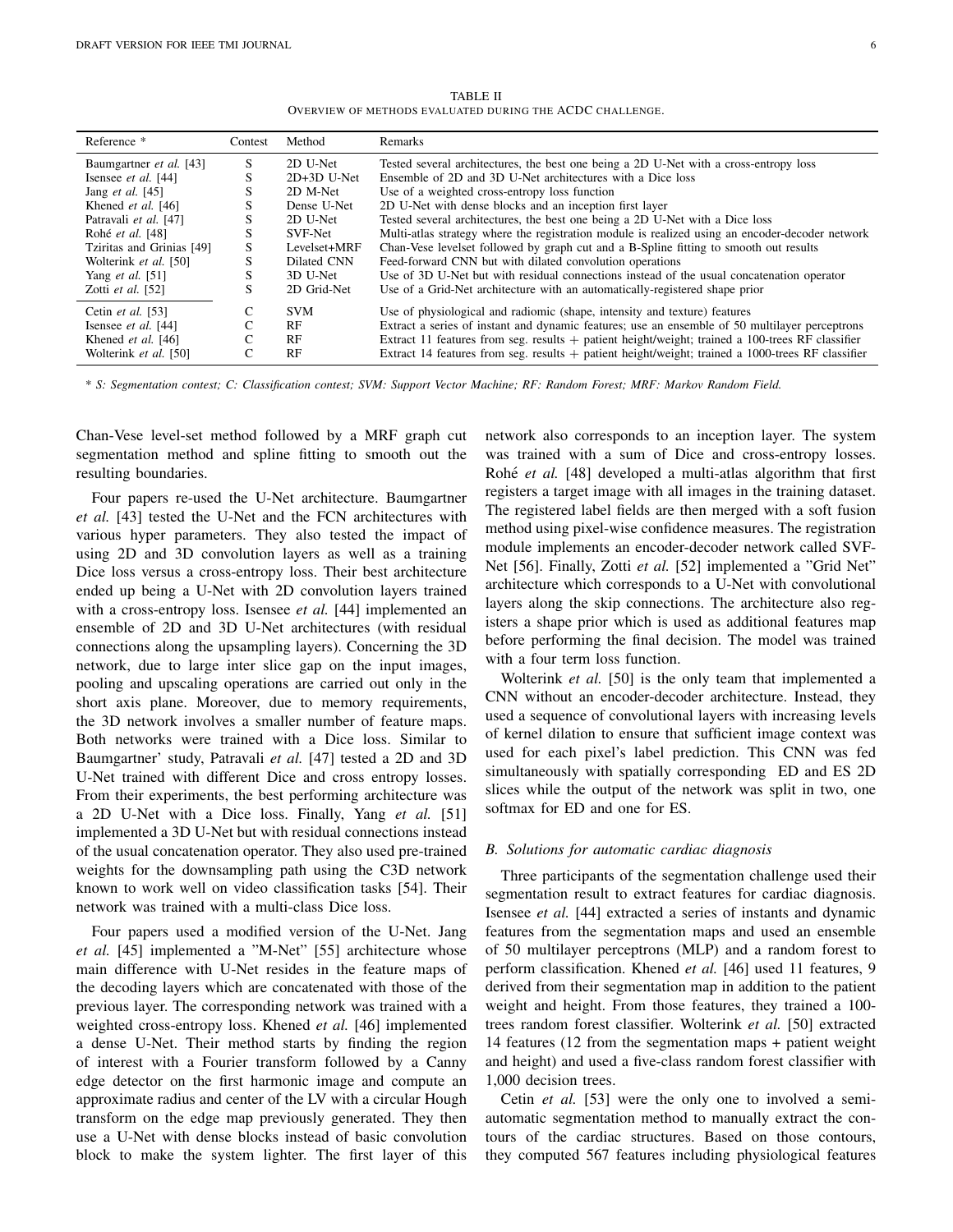TABLE II
Overview of methods evaluated during the ACDC challenge.

| Reference * | Contest | Method | Remarks |
|---|---|---|---|
| Baumgartner *et al.* [43] | S | 2D U-Net | Tested several architectures, the best one being a 2D U-Net with a cross-entropy loss |
| Isensee *et al.* [44] | S | 2D+3D U-Net | Ensemble of 2D and 3D U-Net architectures with a Dice loss |
| Jang *et al.* [45] | S | 2D M-Net | Use of a weighted cross-entropy loss function |
| Khened *et al.* [46] | S | Dense U-Net | 2D U-Net with dense blocks and an inception first layer |
| Patravali *et al.* [47] | S | 2D U-Net | Tested several architectures, the best one being a 2D U-Net with a Dice loss |
| Rohé *et al.* [48] | S | SVF-Net | Multi-atlas strategy where the registration module is realized using an encoder-decoder network |
| Tziritas and Grinias [49] | S | Levelset+MRF | Chan-Vese levelset followed by graph cut and a B-Spline fitting to smooth out results |
| Wolterink *et al.* [50] | S | Dilated CNN | Feed-forward CNN but with dilated convolution operations |
| Yang *et al.* [51] | S | 3D U-Net | Use of 3D U-Net but with residual connections instead of the usual concatenation operator |
| Zotti *et al.* [52] | S | 2D Grid-Net | Use of a Grid-Net architecture with an automatically-registered shape prior |
| Cetin *et al.* [53] | C | SVM | Use of physiological and radiomic (shape, intensity and texture) features |
| Isensee *et al.* [44] | C | RF | Extract a series of instant and dynamic features; use an ensemble of 50 multilayer perceptrons |
| Khened *et al.* [46] | C | RF | Extract 11 features from seg. results + patient height/weight; trained a 100-trees RF classifier |
| Wolterink *et al.* [50] | C | RF | Extract 14 features from seg. results + patient height/weight; trained a 1000-trees RF classifier |

* *S: Segmentation contest; C: Classification contest; SVM: Support Vector Machine; RF: Random Forest; MRF: Markov Random Field.*

Chan-Vese level-set method followed by a MRF graph cut segmentation method and spline fitting to smooth out the resulting boundaries.

Four papers re-used the U-Net architecture. Baumgartner *et al.* [43] tested the U-Net and the FCN architectures with various hyper parameters. They also tested the impact of using 2D and 3D convolution layers as well as a training Dice loss versus a cross-entropy loss. Their best architecture ended up being a U-Net with 2D convolution layers trained with a cross-entropy loss. Isensee *et al.* [44] implemented an ensemble of 2D and 3D U-Net architectures (with residual connections along the upsampling layers). Concerning the 3D network, due to large inter slice gap on the input images, pooling and upscaling operations are carried out only in the short axis plane. Moreover, due to memory requirements, the 3D network involves a smaller number of feature maps. Both networks were trained with a Dice loss. Similar to Baumgartner' study, Patravali *et al.* [47] tested a 2D and 3D U-Net trained with different Dice and cross entropy losses. From their experiments, the best performing architecture was a 2D U-Net with a Dice loss. Finally, Yang *et al.* [51] implemented a 3D U-Net but with residual connections instead of the usual concatenation operator. They also used pre-trained weights for the downsampling path using the C3D network known to work well on video classification tasks [54]. Their network was trained with a multi-class Dice loss.

Four papers used a modified version of the U-Net. Jang *et al.* [45] implemented a "M-Net" [55] architecture whose main difference with U-Net resides in the feature maps of the decoding layers which are concatenated with those of the previous layer. The corresponding network was trained with a weighted cross-entropy loss. Khened *et al.* [46] implemented a dense U-Net. Their method starts by finding the region of interest with a Fourier transform followed by a Canny edge detector on the first harmonic image and compute an approximate radius and center of the LV with a circular Hough transform on the edge map previously generated. They then use a U-Net with dense blocks instead of basic convolution block to make the system lighter. The first layer of this network also corresponds to an inception layer. The system was trained with a sum of Dice and cross-entropy losses. Rohé *et al.* [48] developed a multi-atlas algorithm that first registers a target image with all images in the training dataset. The registered label fields are then merged with a soft fusion method using pixel-wise confidence measures. The registration module implements an encoder-decoder network called SVF-Net [56]. Finally, Zotti *et al.* [52] implemented a "Grid Net" architecture which corresponds to a U-Net with convolutional layers along the skip connections. The architecture also registers a shape prior which is used as additional features map before performing the final decision. The model was trained with a four term loss function.

Wolterink *et al.* [50] is the only team that implemented a CNN without an encoder-decoder architecture. Instead, they used a sequence of convolutional layers with increasing levels of kernel dilation to ensure that sufficient image context was used for each pixel's label prediction. This CNN was fed simultaneously with spatially corresponding ED and ES 2D slices while the output of the network was split in two, one softmax for ED and one for ES.

### B. Solutions for automatic cardiac diagnosis

Three participants of the segmentation challenge used their segmentation result to extract features for cardiac diagnosis. Isensee *et al.* [44] extracted a series of instants and dynamic features from the segmentation maps and used an ensemble of 50 multilayer perceptrons (MLP) and a random forest to perform classification. Khened *et al.* [46] used 11 features, 9 derived from their segmentation map in addition to the patient weight and height. From those features, they trained a 100-trees random forest classifier. Wolterink *et al.* [50] extracted 14 features (12 from the segmentation maps + patient weight and height) and used a five-class random forest classifier with 1,000 decision trees.

Cetin *et al.* [53] were the only one to involved a semi-automatic segmentation method to manually extract the contours of the cardiac structures. Based on those contours, they computed 567 features including physiological features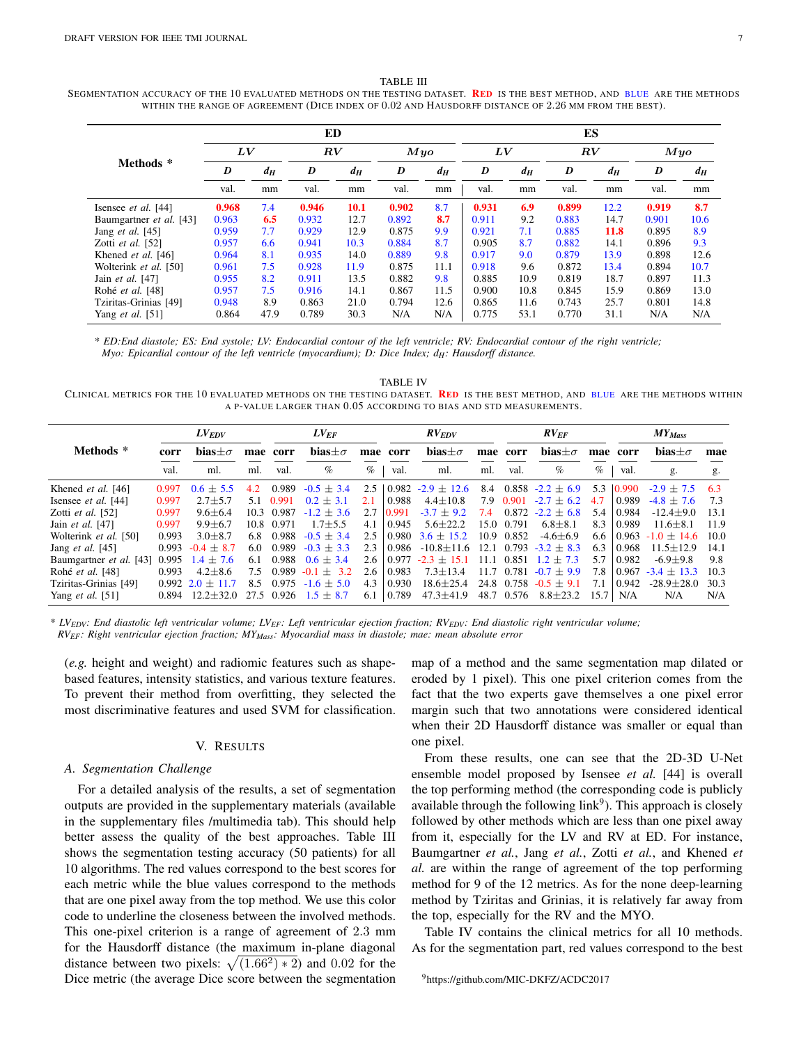TABLE III
SEGMENTATION ACCURACY OF THE 10 EVALUATED METHODS ON THE TESTING DATASET. RED IS THE BEST METHOD, AND BLUE ARE THE METHODS WITHIN THE RANGE OF AGREEMENT (DICE INDEX OF 0.02 AND HAUSDORFF DISTANCE OF 2.26 MM FROM THE BEST).

| Methods * | ED | | | | | | ES | | | | | |
|---|---|---|---|---|---|---|---|---|---|---|---|---|
| | *LV* | | *RV* | | *Myo* | | *LV* | | *RV* | | *Myo* | |
| | **D** | $d_H$ | **D** | $d_H$ | **D** | $d_H$ | **D** | $d_H$ | **D** | $d_H$ | **D** | $d_H$ |
| | val. | mm | val. | mm | val. | mm | val. | mm | val. | mm | val. | mm |
| Isensee *et al.* [44] | **0.968** | 7.4 | **0.946** | **10.1** | **0.902** | 8.7 | **0.931** | **6.9** | **0.899** | 12.2 | **0.919** | **8.7** |
| Baumgartner *et al.* [43] | 0.963 | **6.5** | 0.932 | 12.7 | 0.892 | **8.7** | 0.911 | 9.2 | 0.883 | 14.7 | 0.901 | 10.6 |
| Jang *et al.* [45] | 0.959 | 7.7 | 0.929 | 12.9 | 0.875 | 9.9 | 0.921 | 7.1 | 0.885 | **11.8** | 0.895 | 8.9 |
| Zotti *et al.* [52] | 0.957 | 6.6 | 0.941 | 10.3 | 0.884 | 8.7 | 0.905 | 8.7 | 0.882 | 14.1 | 0.896 | 9.3 |
| Khened *et al.* [46] | 0.964 | 8.1 | 0.935 | 14.0 | 0.889 | 9.8 | 0.917 | 9.0 | 0.879 | 13.9 | 0.898 | 12.6 |
| Wolterink *et al.* [50] | 0.961 | 7.5 | 0.928 | 11.9 | 0.875 | 11.1 | 0.918 | 9.6 | 0.872 | 13.4 | 0.894 | 10.7 |
| Jain *et al.* [47] | 0.955 | 8.2 | 0.911 | 13.5 | 0.882 | 9.8 | 0.885 | 10.9 | 0.819 | 18.7 | 0.897 | 11.3 |
| Rohé *et al.* [48] | 0.957 | 7.5 | 0.916 | 14.1 | 0.867 | 11.5 | 0.900 | 10.8 | 0.845 | 15.9 | 0.869 | 13.0 |
| Tziritas-Grinias [49] | 0.948 | 8.9 | 0.863 | 21.0 | 0.794 | 12.6 | 0.865 | 11.6 | 0.743 | 25.7 | 0.801 | 14.8 |
| Yang *et al.* [51] | 0.864 | 47.9 | 0.789 | 30.3 | N/A | N/A | 0.775 | 53.1 | 0.770 | 31.1 | N/A | N/A |

\* *ED:End diastole; ES: End systole; LV: Endocardial contour of the left ventricle; RV: Endocardial contour of the right ventricle; Myo: Epicardial contour of the left ventricle (myocardium); D: Dice Index; $d_H$: Hausdorff distance.*

TABLE IV
CLINICAL METRICS FOR THE 10 EVALUATED METHODS ON THE TESTING DATASET. RED IS THE BEST METHOD, AND BLUE ARE THE METHODS WITHIN A P-VALUE LARGER THAN 0.05 ACCORDING TO BIAS AND STD MEASUREMENTS.

| Methods * | $LV_{EDV}$ | | | $LV_{EF}$ | | | $RV_{EDV}$ | | | $RV_{EF}$ | | | $MY_{Mass}$ | | |
|---|---|---|---|---|---|---|---|---|---|---|---|---|---|---|---|
| | **corr** | **bias$\pm\sigma$** | **mae** | **corr** | **bias$\pm\sigma$** | **mae** | **corr** | **bias$\pm\sigma$** | **mae** | **corr** | **bias$\pm\sigma$** | **mae** | **corr** | **bias$\pm\sigma$** | **mae** |
| | val. | ml. | ml. | val. | % | % | val. | ml. | ml. | val. | % | % | val. | g. | g. |
| Khened *et al.* [46] | 0.997 | 0.6 ± 5.5 | 4.2 | 0.989 | -0.5 ± 3.4 | 2.5 | 0.982 | -2.9 ± 12.6 | 8.4 | 0.858 | -2.2 ± 6.9 | 5.3 | 0.990 | -2.9 ± 7.5 | 6.3 |
| Isensee *et al.* [44] | 0.997 | 2.7±5.7 | 5.1 | 0.991 | 0.2 ± 3.1 | 2.1 | 0.988 | 4.4±10.8 | 7.9 | 0.901 | -2.7 ± 6.2 | 4.7 | 0.989 | -4.8 ± 7.6 | 7.3 |
| Zotti *et al.* [52] | 0.997 | 9.6±6.4 | 10.3 | 0.987 | -1.2 ± 3.6 | 2.7 | 0.991 | -3.7 ± 9.2 | 7.4 | 0.872 | -2.2 ± 6.8 | 5.4 | 0.984 | -12.4±9.0 | 13.1 |
| Jain *et al.* [47] | 0.997 | 9.9±6.7 | 10.8 | 0.971 | 1.7±5.5 | 4.1 | 0.945 | 5.6±22.2 | 15.0 | 0.791 | 6.8±8.1 | 8.3 | 0.989 | 11.6±8.1 | 11.9 |
| Wolterink *et al.* [50] | 0.993 | 3.0±8.7 | 6.8 | 0.988 | -0.5 ± 3.4 | 2.5 | 0.980 | 3.6 ± 15.2 | 10.9 | 0.852 | -4.6±6.9 | 6.6 | 0.963 | -1.0 ± 14.6 | 10.0 |
| Jang *et al.* [45] | 0.993 | -0.4 ± 8.7 | 6.0 | 0.989 | -0.3 ± 3.3 | 2.3 | 0.986 | -10.8±11.6 | 12.1 | 0.793 | -3.2 ± 8.3 | 6.3 | 0.968 | 11.5±12.9 | 14.1 |
| Baumgartner *et al.* [43] | 0.995 | 1.4 ± 7.6 | 6.1 | 0.988 | 0.6 ± 3.4 | 2.6 | 0.977 | -2.3 ± 15.1 | 11.1 | 0.851 | 1.2 ± 7.3 | 5.7 | 0.982 | -6.9±9.8 | 9.8 |
| Rohé *et al.* [48] | 0.993 | 4.2±8.6 | 7.5 | 0.989 | -0.1 ± 3.2 | 2.6 | 0.983 | 7.3±13.4 | 11.7 | 0.781 | -0.7 ± 9.9 | 7.8 | 0.967 | -3.4 ± 13.3 | 10.3 |
| Tziritas-Grinias [49] | 0.992 | 2.0 ± 11.7 | 8.5 | 0.975 | -1.6 ± 5.0 | 4.3 | 0.930 | 18.6±25.4 | 24.8 | 0.758 | -0.5 ± 9.1 | 7.1 | 0.942 | -28.9±28.0 | 30.3 |
| Yang *et al.* [51] | 0.894 | 12.2±32.0 | 27.5 | 0.926 | 1.5 ± 8.7 | 6.1 | 0.789 | 47.3±41.9 | 48.7 | 0.576 | 8.8±23.2 | 15.7 | N/A | N/A | N/A |

\* *$LV_{EDV}$: End diastolic left ventricular volume; $LV_{EF}$: Left ventricular ejection fraction; $RV_{EDV}$: End diastolic right ventricular volume; $RV_{EF}$: Right ventricular ejection fraction; $MY_{Mass}$: Myocardial mass in diastole; mae: mean absolute error*

(*e.g.* height and weight) and radiomic features such as shape-based features, intensity statistics, and various texture features. To prevent their method from overfitting, they selected the most discriminative features and used SVM for classification.

## V. RESULTS

### A. Segmentation Challenge

For a detailed analysis of the results, a set of segmentation outputs are provided in the supplementary materials (available in the supplementary files /multimedia tab). This should help better assess the quality of the best approaches. Table III shows the segmentation testing accuracy (50 patients) for all 10 algorithms. The red values correspond to the best scores for each metric while the blue values correspond to the methods that are one pixel away from the top method. We use this color code to underline the closeness between the involved methods. This one-pixel criterion is a range of agreement of 2.3 mm for the Hausdorff distance (the maximum in-plane diagonal distance between two pixels: $\sqrt{(1.66^2) * 2}$) and 0.02 for the Dice metric (the average Dice score between the segmentation map of a method and the same segmentation map dilated or eroded by 1 pixel). This one pixel criterion comes from the fact that the two experts gave themselves a one pixel error margin such that two annotations were considered identical when their 2D Hausdorff distance was smaller or equal than one pixel.

From these results, one can see that the 2D-3D U-Net ensemble model proposed by Isensee *et al.* [44] is overall the top performing method (the corresponding code is publicly available through the following link[9]). This approach is closely followed by other methods which are less than one pixel away from it, especially for the LV and RV at ED. For instance, Baumgartner *et al.*, Jang *et al.*, Zotti *et al.*, and Khened *et al.* are within the range of agreement of the top performing method for 9 of the 12 metrics. As for the none deep-learning method by Tziritas and Grinias, it is relatively far away from the top, especially for the RV and the MYO.

Table IV contains the clinical metrics for all 10 methods. As for the segmentation part, red values correspond to the best

[9] https://github.com/MIC-DKFZ/ACDC2017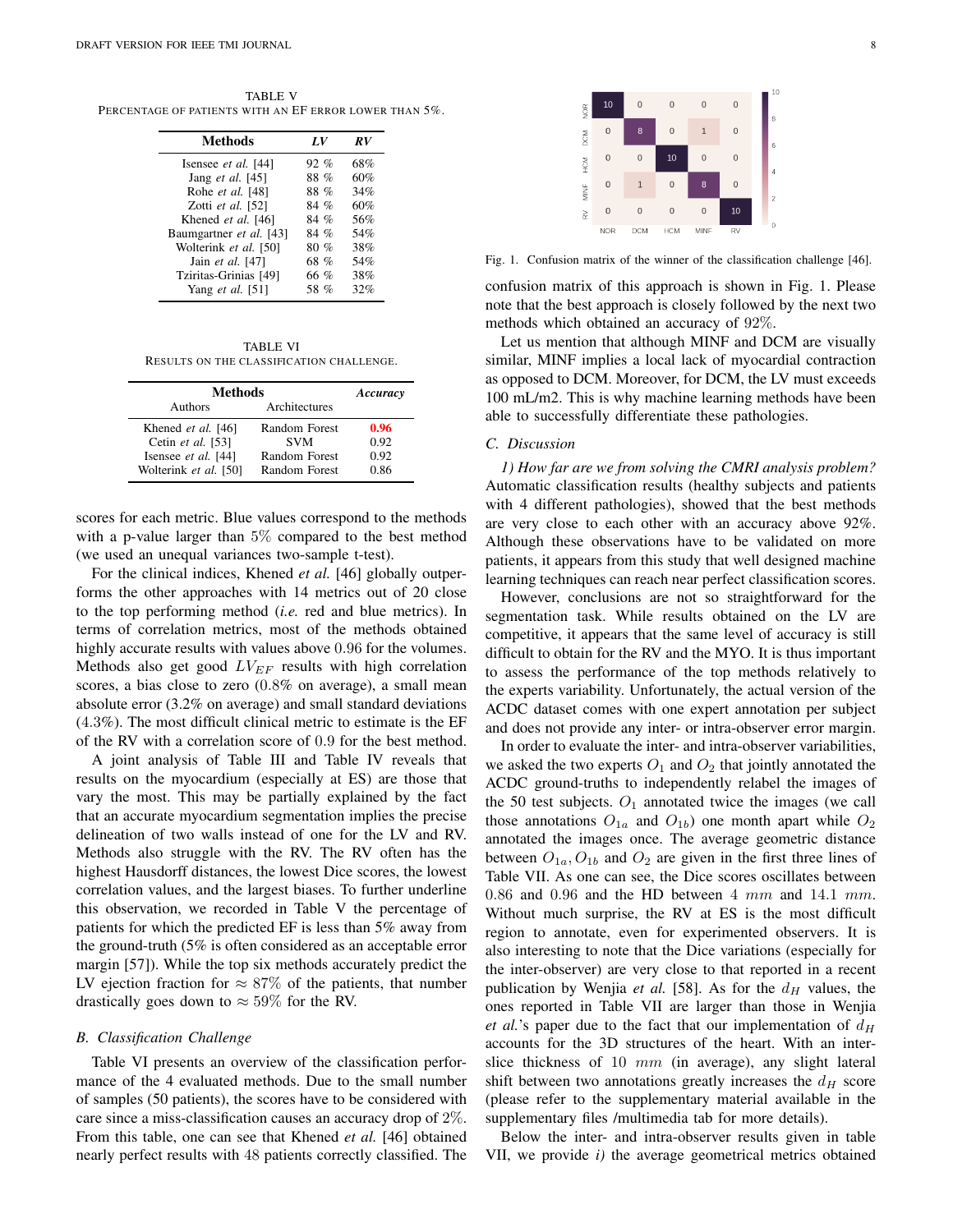TABLE V
PERCENTAGE OF PATIENTS WITH AN EF ERROR LOWER THAN 5%.

| Methods | *LV* | *RV* |
|---|---|---|
| Isensee *et al.* [44] | 92 % | 68% |
| Jang *et al.* [45] | 88 % | 60% |
| Rohe *et al.* [48] | 88 % | 34% |
| Zotti *et al.* [52] | 84 % | 60% |
| Khened *et al.* [46] | 84 % | 56% |
| Baumgartner *et al.* [43] | 84 % | 54% |
| Wolterink *et al.* [50] | 80 % | 38% |
| Jain *et al.* [47] | 68 % | 54% |
| Tziritas-Grinias [49] | 66 % | 38% |
| Yang *et al.* [51] | 58 % | 32% |

TABLE VI
RESULTS ON THE CLASSIFICATION CHALLENGE.

| Methods | | *Accuracy* |
|---|---|---|
| Authors | Architectures | |
| Khened *et al.* [46] | Random Forest | **0.96** |
| Cetin *et al.* [53] | SVM | 0.92 |
| Isensee *et al.* [44] | Random Forest | 0.92 |
| Wolterink *et al.* [50] | Random Forest | 0.86 |

scores for each metric. Blue values correspond to the methods with a p-value larger than 5% compared to the best method (we used an unequal variances two-sample t-test).

For the clinical indices, Khened *et al.* [46] globally outperforms the other approaches with 14 metrics out of 20 close to the top performing method (*i.e.* red and blue metrics). In terms of correlation metrics, most of the methods obtained highly accurate results with values above 0.96 for the volumes. Methods also get good $LV_{EF}$ results with high correlation scores, a bias close to zero (0.8% on average), a small mean absolute error (3.2% on average) and small standard deviations (4.3%). The most difficult clinical metric to estimate is the EF of the RV with a correlation score of 0.9 for the best method.

A joint analysis of Table III and Table IV reveals that results on the myocardium (especially at ES) are those that vary the most. This may be partially explained by the fact that an accurate myocardium segmentation implies the precise delineation of two walls instead of one for the LV and RV. Methods also struggle with the RV. The RV often has the highest Hausdorff distances, the lowest Dice scores, the lowest correlation values, and the largest biases. To further underline this observation, we recorded in Table V the percentage of patients for which the predicted EF is less than 5% away from the ground-truth (5% is often considered as an acceptable error margin [57]). While the top six methods accurately predict the LV ejection fraction for $\approx 87\%$ of the patients, that number drastically goes down to $\approx 59\%$ for the RV.

## B. Classification Challenge

Table VI presents an overview of the classification performance of the 4 evaluated methods. Due to the small number of samples (50 patients), the scores have to be considered with care since a miss-classification causes an accuracy drop of 2%. From this table, one can see that Khened *et al.* [46] obtained nearly perfect results with 48 patients correctly classified. The confusion matrix of this approach is shown in Fig. 1. Please note that the best approach is closely followed by the next two methods which obtained an accuracy of 92%.

|  | NOR | DCM | HCM | MINF | RV |
|---|---|---|---|---|---|
| NOR | 10 | 0 | 0 | 0 | 0 |
| DCM | 0 | 8 | 0 | 1 | 0 |
| HCM | 0 | 0 | 10 | 0 | 0 |
| MINF | 0 | 1 | 0 | 8 | 0 |
| RV | 0 | 0 | 0 | 0 | 10 |

Fig. 1. Confusion matrix of the winner of the classification challenge [46].

Let us mention that although MINF and DCM are visually similar, MINF implies a local lack of myocardial contraction as opposed to DCM. Moreover, for DCM, the LV must exceeds 100 mL/m2. This is why machine learning methods have been able to successfully differentiate these pathologies.

## C. Discussion

*1) How far are we from solving the CMRI analysis problem?* Automatic classification results (healthy subjects and patients with 4 different pathologies), showed that the best methods are very close to each other with an accuracy above 92%. Although these observations have to be validated on more patients, it appears from this study that well designed machine learning techniques can reach near perfect classification scores.

However, conclusions are not so straightforward for the segmentation task. While results obtained on the LV are competitive, it appears that the same level of accuracy is still difficult to obtain for the RV and the MYO. It is thus important to assess the performance of the top methods relatively to the experts variability. Unfortunately, the actual version of the ACDC dataset comes with one expert annotation per subject and does not provide any inter- or intra-observer error margin.

In order to evaluate the inter- and intra-observer variabilities, we asked the two experts $O_1$ and $O_2$ that jointly annotated the ACDC ground-truths to independently relabel the images of the 50 test subjects. $O_1$ annotated twice the images (we call those annotations $O_{1a}$ and $O_{1b}$) one month apart while $O_2$ annotated the images once. The average geometric distance between $O_{1a}, O_{1b}$ and $O_2$ are given in the first three lines of Table VII. As one can see, the Dice scores oscillates between 0.86 and 0.96 and the HD between $4\ mm$ and $14.1\ mm$. Without much surprise, the RV at ES is the most difficult region to annotate, even for experimented observers. It is also interesting to note that the Dice variations (especially for the inter-observer) are very close to that reported in a recent publication by Wenjia *et al.* [58]. As for the $d_H$ values, the ones reported in Table VII are larger than those in Wenjia *et al.*'s paper due to the fact that our implementation of $d_H$ accounts for the 3D structures of the heart. With an inter-slice thickness of $10\ mm$ (in average), any slight lateral shift between two annotations greatly increases the $d_H$ score (please refer to the supplementary material available in the supplementary files /multimedia tab for more details).

Below the inter- and intra-observer results given in table VII, we provide *i)* the average geometrical metrics obtained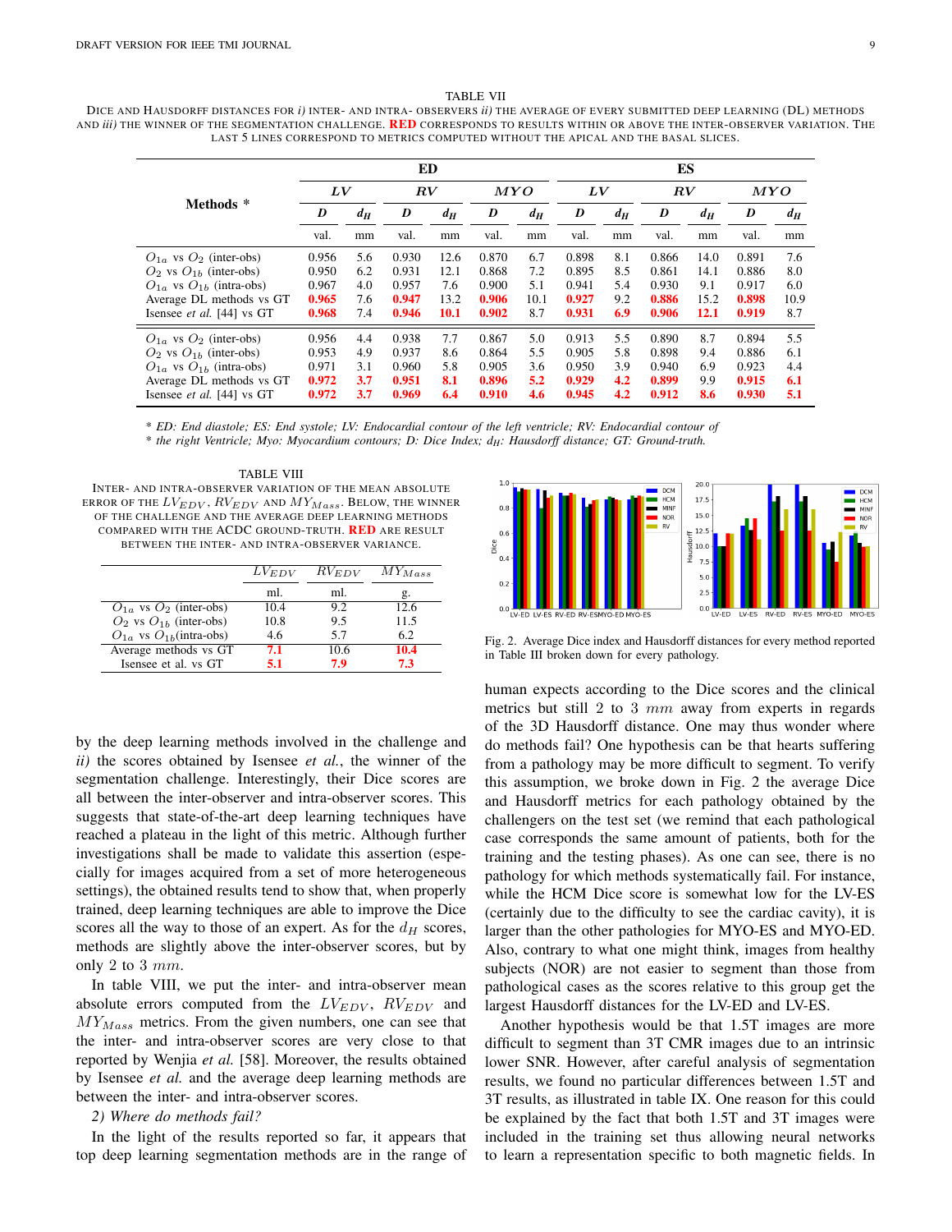TABLE VII

DICE AND HAUSDORFF DISTANCES FOR *i)* INTER- AND INTRA- OBSERVERS *ii)* THE AVERAGE OF EVERY SUBMITTED DEEP LEARNING (DL) METHODS AND *iii)* THE WINNER OF THE SEGMENTATION CHALLENGE. **RED** CORRESPONDS TO RESULTS WITHIN OR ABOVE THE INTER-OBSERVER VARIATION. THE LAST 5 LINES CORRESPOND TO METRICS COMPUTED WITHOUT THE APICAL AND THE BASAL SLICES.

| Methods * | ED | | | | | | ES | | | | | |
|---|---|---|---|---|---|---|---|---|---|---|---|---|
| | *LV* | | *RV* | | *MYO* | | *LV* | | *RV* | | *MYO* | |
| | *D* | $d_H$ | *D* | $d_H$ | *D* | $d_H$ | *D* | $d_H$ | *D* | $d_H$ | *D* | $d_H$ |
| | val. | mm | val. | mm | val. | mm | val. | mm | val. | mm | val. | mm |
| $O_{1a}$ vs $O_2$ (inter-obs) | 0.956 | 5.6 | 0.930 | 12.6 | 0.870 | 6.7 | 0.898 | 8.1 | 0.866 | 14.0 | 0.891 | 7.6 |
| $O_2$ vs $O_{1b}$ (inter-obs) | 0.950 | 6.2 | 0.931 | 12.1 | 0.868 | 7.2 | 0.895 | 8.5 | 0.861 | 14.1 | 0.886 | 8.0 |
| $O_{1a}$ vs $O_{1b}$ (intra-obs) | 0.967 | 4.0 | 0.957 | 7.6 | 0.900 | 5.1 | 0.941 | 5.4 | 0.930 | 9.1 | 0.917 | 6.0 |
| Average DL methods vs GT | **0.965** | 7.6 | **0.947** | 13.2 | **0.906** | 10.1 | **0.927** | 9.2 | **0.886** | 15.2 | **0.898** | 10.9 |
| Isensee *et al.* [44] vs GT | **0.968** | 7.4 | **0.946** | **10.1** | **0.902** | 8.7 | **0.931** | **6.9** | **0.906** | **12.1** | **0.919** | 8.7 |
| $O_{1a}$ vs $O_2$ (inter-obs) | 0.956 | 4.4 | 0.938 | 7.7 | 0.867 | 5.0 | 0.913 | 5.5 | 0.890 | 8.7 | 0.894 | 5.5 |
| $O_2$ vs $O_{1b}$ (inter-obs) | 0.953 | 4.9 | 0.937 | 8.6 | 0.864 | 5.5 | 0.905 | 5.8 | 0.898 | 9.4 | 0.886 | 6.1 |
| $O_{1a}$ vs $O_{1b}$ (intra-obs) | 0.971 | 3.1 | 0.960 | 5.8 | 0.905 | 3.6 | 0.950 | 3.9 | 0.940 | 6.9 | 0.923 | 4.4 |
| Average DL methods vs GT | **0.972** | **3.7** | **0.951** | **8.1** | **0.896** | **5.2** | **0.929** | **4.2** | **0.899** | 9.9 | **0.915** | **6.1** |
| Isensee *et al.* [44] vs GT | **0.972** | **3.7** | **0.969** | **6.4** | **0.910** | **4.6** | **0.945** | **4.2** | **0.912** | **8.6** | **0.930** | **5.1** |

* *ED: End diastole; ES: End systole; LV: Endocardial contour of the left ventricle; RV: Endocardial contour of*
* *the right Ventricle; Myo: Myocardium contours; D: Dice Index;* $d_H$*: Hausdorff distance; GT: Ground-truth.*

TABLE VIII

INTER- AND INTRA-OBSERVER VARIATION OF THE MEAN ABSOLUTE ERROR OF THE $LV_{EDV}$, $RV_{EDV}$ AND $MY_{Mass}$. BELOW, THE WINNER OF THE CHALLENGE AND THE AVERAGE DEEP LEARNING METHODS COMPARED WITH THE ACDC GROUND-TRUTH. **RED** ARE RESULT BETWEEN THE INTER- AND INTRA-OBSERVER VARIANCE.

| | $LV_{EDV}$ | $RV_{EDV}$ | $MY_{Mass}$ |
|---|---|---|---|
| | ml. | ml. | g. |
| $O_{1a}$ vs $O_2$ (inter-obs) | 10.4 | 9.2 | 12.6 |
| $O_2$ vs $O_{1b}$ (inter-obs) | 10.8 | 9.5 | 11.5 |
| $O_{1a}$ vs $O_{1b}$(intra-obs) | 4.6 | 5.7 | 6.2 |
| Average methods vs GT | **7.1** | 10.6 | **10.4** |
| Isensee et al. vs GT | **5.1** | **7.9** | **7.3** |

Fig. 2. Average Dice index and Hausdorff distances for every method reported in Table III broken down for every pathology.

by the deep learning methods involved in the challenge and *ii)* the scores obtained by Isensee *et al.*, the winner of the segmentation challenge. Interestingly, their Dice scores are all between the inter-observer and intra-observer scores. This suggests that state-of-the-art deep learning techniques have reached a plateau in the light of this metric. Although further investigations shall be made to validate this assertion (especially for images acquired from a set of more heterogeneous settings), the obtained results tend to show that, when properly trained, deep learning techniques are able to improve the Dice scores all the way to those of an expert. As for the $d_H$ scores, methods are slightly above the inter-observer scores, but by only 2 to 3 $mm$.

In table VIII, we put the inter- and intra-observer mean absolute errors computed from the $LV_{EDV}$, $RV_{EDV}$ and $MY_{Mass}$ metrics. From the given numbers, one can see that the inter- and intra-observer scores are very close to that reported by Wenjia *et al.* [58]. Moreover, the results obtained by Isensee *et al.* and the average deep learning methods are between the inter- and intra-observer scores.

*2) Where do methods fail?*

In the light of the results reported so far, it appears that top deep learning segmentation methods are in the range of human expects according to the Dice scores and the clinical metrics but still 2 to 3 $mm$ away from experts in regards of the 3D Hausdorff distance. One may thus wonder where do methods fail? One hypothesis can be that hearts suffering from a pathology may be more difficult to segment. To verify this assumption, we broke down in Fig. 2 the average Dice and Hausdorff metrics for each pathology obtained by the challengers on the test set (we remind that each pathological case corresponds the same amount of patients, both for the training and the testing phases). As one can see, there is no pathology for which methods systematically fail. For instance, while the HCM Dice score is somewhat low for the LV-ES (certainly due to the difficulty to see the cardiac cavity), it is larger than the other pathologies for MYO-ES and MYO-ED. Also, contrary to what one might think, images from healthy subjects (NOR) are not easier to segment than those from pathological cases as the scores relative to this group get the largest Hausdorff distances for the LV-ED and LV-ES.

Another hypothesis would be that 1.5T images are more difficult to segment than 3T CMR images due to an intrinsic lower SNR. However, after careful analysis of segmentation results, we found no particular differences between 1.5T and 3T results, as illustrated in table IX. One reason for this could be explained by the fact that both 1.5T and 3T images were included in the training set thus allowing neural networks to learn a representation specific to both magnetic fields. In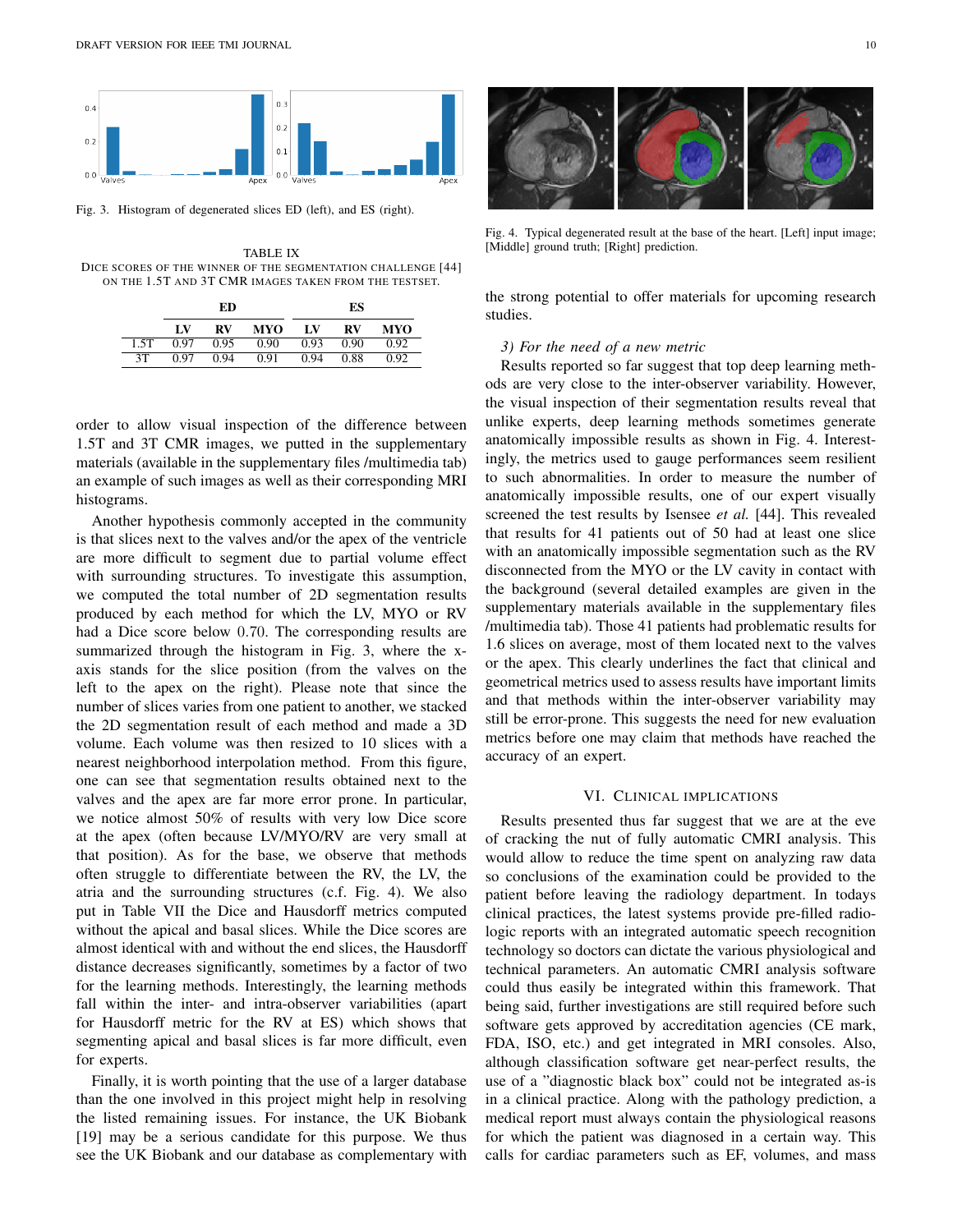0.4
0.2
0.0
Valves
Apex

0.3
0.2
0.1
0.0
Valves
Apex

Fig. 3. Histogram of degenerated slices ED (left), and ES (right).

TABLE IX
DICE SCORES OF THE WINNER OF THE SEGMENTATION CHALLENGE [44] ON THE 1.5T AND 3T CMR IMAGES TAKEN FROM THE TESTSET.

| | ED | | | ES | | |
|---|---|---|---|---|---|---|
| | LV | RV | MYO | LV | RV | MYO |
| 1.5T | 0.97 | 0.95 | 0.90 | 0.93 | 0.90 | 0.92 |
| 3T | 0.97 | 0.94 | 0.91 | 0.94 | 0.88 | 0.92 |

order to allow visual inspection of the difference between 1.5T and 3T CMR images, we putted in the supplementary materials (available in the supplementary files /multimedia tab) an example of such images as well as their corresponding MRI histograms.

Another hypothesis commonly accepted in the community is that slices next to the valves and/or the apex of the ventricle are more difficult to segment due to partial volume effect with surrounding structures. To investigate this assumption, we computed the total number of 2D segmentation results produced by each method for which the LV, MYO or RV had a Dice score below 0.70. The corresponding results are summarized through the histogram in Fig. 3, where the x-axis stands for the slice position (from the valves on the left to the apex on the right). Please note that since the number of slices varies from one patient to another, we stacked the 2D segmentation result of each method and made a 3D volume. Each volume was then resized to 10 slices with a nearest neighborhood interpolation method. From this figure, one can see that segmentation results obtained next to the valves and the apex are far more error prone. In particular, we notice almost 50% of results with very low Dice score at the apex (often because LV/MYO/RV are very small at that position). As for the base, we observe that methods often struggle to differentiate between the RV, the LV, the atria and the surrounding structures (c.f. Fig. 4). We also put in Table VII the Dice and Hausdorff metrics computed without the apical and basal slices. While the Dice scores are almost identical with and without the end slices, the Hausdorff distance decreases significantly, sometimes by a factor of two for the learning methods. Interestingly, the learning methods fall within the inter- and intra-observer variabilities (apart for Hausdorff metric for the RV at ES) which shows that segmenting apical and basal slices is far more difficult, even for experts.

Finally, it is worth pointing that the use of a larger database than the one involved in this project might help in resolving the listed remaining issues. For instance, the UK Biobank [19] may be a serious candidate for this purpose. We thus see the UK Biobank and our database as complementary with the strong potential to offer materials for upcoming research studies.

Fig. 4. Typical degenerated result at the base of the heart. [Left] input image; [Middle] ground truth; [Right] prediction.

### 3) For the need of a new metric

Results reported so far suggest that top deep learning methods are very close to the inter-observer variability. However, the visual inspection of their segmentation results reveal that unlike experts, deep learning methods sometimes generate anatomically impossible results as shown in Fig. 4. Interestingly, the metrics used to gauge performances seem resilient to such abnormalities. In order to measure the number of anatomically impossible results, one of our expert visually screened the test results by Isensee *et al.* [44]. This revealed that results for 41 patients out of 50 had at least one slice with an anatomically impossible segmentation such as the RV disconnected from the MYO or the LV cavity in contact with the background (several detailed examples are given in the supplementary materials available in the supplementary files /multimedia tab). Those 41 patients had problematic results for 1.6 slices on average, most of them located next to the valves or the apex. This clearly underlines the fact that clinical and geometrical metrics used to assess results have important limits and that methods within the inter-observer variability may still be error-prone. This suggests the need for new evaluation metrics before one may claim that methods have reached the accuracy of an expert.

## VI. Clinical Implications

Results presented thus far suggest that we are at the eve of cracking the nut of fully automatic CMRI analysis. This would allow to reduce the time spent on analyzing raw data so conclusions of the examination could be provided to the patient before leaving the radiology department. In todays clinical practices, the latest systems provide pre-filled radiologic reports with an integrated automatic speech recognition technology so doctors can dictate the various physiological and technical parameters. An automatic CMRI analysis software could thus easily be integrated within this framework. That being said, further investigations are still required before such software gets approved by accreditation agencies (CE mark, FDA, ISO, etc.) and get integrated in MRI consoles. Also, although classification software get near-perfect results, the use of a "diagnostic black box" could not be integrated as-is in a clinical practice. Along with the pathology prediction, a medical report must always contain the physiological reasons for which the patient was diagnosed in a certain way. This calls for cardiac parameters such as EF, volumes, and mass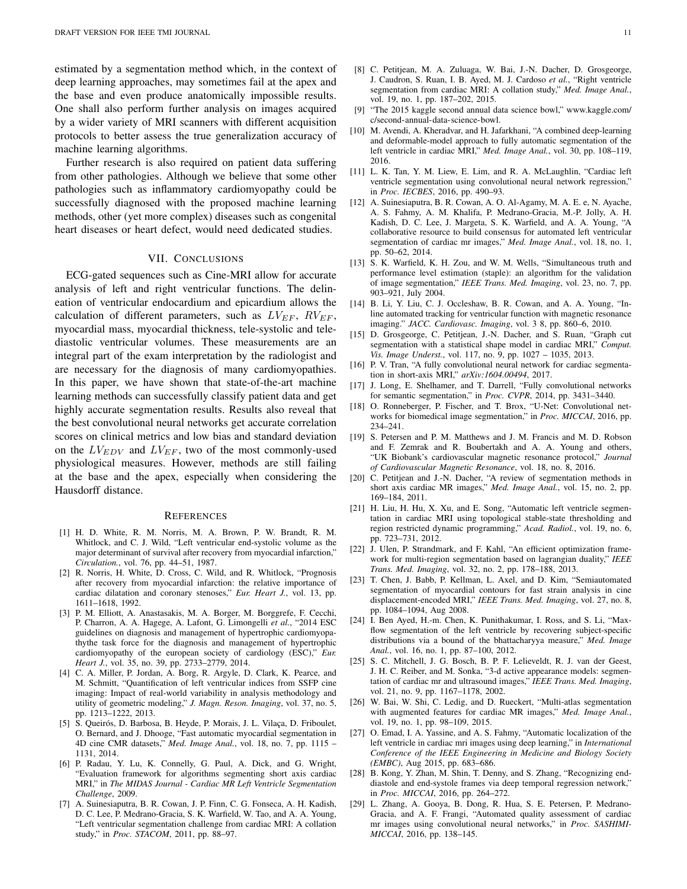estimated by a segmentation method which, in the context of deep learning approaches, may sometimes fail at the apex and the base and even produce anatomically impossible results. One shall also perform further analysis on images acquired by a wider variety of MRI scanners with different acquisition protocols to better assess the true generalization accuracy of machine learning algorithms.

Further research is also required on patient data suffering from other pathologies. Although we believe that some other pathologies such as inflammatory cardiomyopathy could be successfully diagnosed with the proposed machine learning methods, other (yet more complex) diseases such as congenital heart diseases or heart defect, would need dedicated studies.

## VII. Conclusions

ECG-gated sequences such as Cine-MRI allow for accurate analysis of left and right ventricular functions. The delineation of ventricular endocardium and epicardium allows the calculation of different parameters, such as $LV_{EF}$, $RV_{EF}$, myocardial mass, myocardial thickness, tele-systolic and telediastolic ventricular volumes. These measurements are an integral part of the exam interpretation by the radiologist and are necessary for the diagnosis of many cardiomyopathies. In this paper, we have shown that state-of-the-art machine learning methods can successfully classify patient data and get highly accurate segmentation results. Results also reveal that the best convolutional neural networks get accurate correlation scores on clinical metrics and low bias and standard deviation on the $LV_{EDV}$ and $LV_{EF}$, two of the most commonly-used physiological measures. However, methods are still failing at the base and the apex, especially when considering the Hausdorff distance.

## References

[1] H. D. White, R. M. Norris, M. A. Brown, P. W. Brandt, R. M. Whitlock, and C. J. Wild, "Left ventricular end-systolic volume as the major determinant of survival after recovery from myocardial infarction," *Circulation.*, vol. 76, pp. 44–51, 1987.

[2] R. Norris, H. White, D. Cross, C. Wild, and R. Whitlock, "Prognosis after recovery from myocardial infarction: the relative importance of cardiac dilatation and coronary stenoses," *Eur. Heart J.*, vol. 13, pp. 1611–1618, 1992.

[3] P. M. Elliott, A. Anastasakis, M. A. Borger, M. Borggrefe, F. Cecchi, P. Charron, A. A. Hagege, A. Lafont, G. Limongelli *et al.*, "2014 ESC guidelines on diagnosis and management of hypertrophic cardiomyopathythe task force for the diagnosis and management of hypertrophic cardiomyopathy of the european society of cardiology (ESC)," *Eur. Heart J.*, vol. 35, no. 39, pp. 2733–2779, 2014.

[4] C. A. Miller, P. Jordan, A. Borg, R. Argyle, D. Clark, K. Pearce, and M. Schmitt, "Quantification of left ventricular indices from SSFP cine imaging: Impact of real-world variability in analysis methodology and utility of geometric modeling," *J. Magn. Reson. Imaging*, vol. 37, no. 5, pp. 1213–1222, 2013.

[5] S. Queirós, D. Barbosa, B. Heyde, P. Morais, J. L. Vilaça, D. Friboulet, O. Bernard, and J. Dhooge, "Fast automatic myocardial segmentation in 4D cine CMR datasets," *Med. Image Anal.*, vol. 18, no. 7, pp. 1115 – 1131, 2014.

[6] P. Radau, Y. Lu, K. Connelly, G. Paul, A. Dick, and G. Wright, "Evaluation framework for algorithms segmenting short axis cardiac MRI," in *The MIDAS Journal - Cardiac MR Left Ventricle Segmentation Challenge*, 2009.

[7] A. Suinesiaputra, B. R. Cowan, J. P. Finn, C. G. Fonseca, A. H. Kadish, D. C. Lee, P. Medrano-Gracia, S. K. Warfield, W. Tao, and A. A. Young, "Left ventricular segmentation challenge from cardiac MRI: A collation study," in *Proc. STACOM*, 2011, pp. 88–97.

[8] C. Petitjean, M. A. Zuluaga, W. Bai, J.-N. Dacher, D. Grosgeorge, J. Caudron, S. Ruan, I. B. Ayed, M. J. Cardoso *et al.*, "Right ventricle segmentation from cardiac MRI: A collation study," *Med. Image Anal.*, vol. 19, no. 1, pp. 187–202, 2015.

[9] "The 2015 kaggle second annual data science bowl," www.kaggle.com/c/second-annual-data-science-bowl.

[10] M. Avendi, A. Kheradvar, and H. Jafarkhani, "A combined deep-learning and deformable-model approach to fully automatic segmentation of the left ventricle in cardiac MRI," *Med. Image Anal.*, vol. 30, pp. 108–119, 2016.

[11] L. K. Tan, Y. M. Liew, E. Lim, and R. A. McLaughlin, "Cardiac left ventricle segmentation using convolutional neural network regression," in *Proc. IECBES*, 2016, pp. 490–93.

[12] A. Suinesiaputra, B. R. Cowan, A. O. Al-Agamy, M. A. E. e, N. Ayache, A. S. Fahmy, A. M. Khalifa, P. Medrano-Gracia, M.-P. Jolly, A. H. Kadish, D. C. Lee, J. Margeta, S. K. Warfield, and A. A. Young, "A collaborative resource to build consensus for automated left ventricular segmentation of cardiac mr images," *Med. Image Anal.*, vol. 18, no. 1, pp. 50–62, 2014.

[13] S. K. Warfield, K. H. Zou, and W. M. Wells, "Simultaneous truth and performance level estimation (staple): an algorithm for the validation of image segmentation," *IEEE Trans. Med. Imaging*, vol. 23, no. 7, pp. 903–921, July 2004.

[14] B. Li, Y. Liu, C. J. Occleshaw, B. R. Cowan, and A. A. Young, "In-line automated tracking for ventricular function with magnetic resonance imaging." *JACC. Cardiovasc. Imaging*, vol. 3 8, pp. 860–6, 2010.

[15] D. Grosgeorge, C. Petitjean, J.-N. Dacher, and S. Ruan, "Graph cut segmentation with a statistical shape model in cardiac MRI," *Comput. Vis. Image Underst.*, vol. 117, no. 9, pp. 1027 – 1035, 2013.

[16] P. V. Tran, "A fully convolutional neural network for cardiac segmentation in short-axis MRI," *arXiv:1604.00494*, 2017.

[17] J. Long, E. Shelhamer, and T. Darrell, "Fully convolutional networks for semantic segmentation," in *Proc. CVPR*, 2014, pp. 3431–3440.

[18] O. Ronneberger, P. Fischer, and T. Brox, "U-Net: Convolutional networks for biomedical image segmentation," in *Proc. MICCAI*, 2016, pp. 234–241.

[19] S. Petersen and P. M. Matthews and J. M. Francis and M. D. Robson and F. Zemrak and R. Boubertakh and A. A. Young and others, "UK Biobank's cardiovascular magnetic resonance protocol," *Journal of Cardiovascular Magnetic Resonance*, vol. 18, no. 8, 2016.

[20] C. Petitjean and J.-N. Dacher, "A review of segmentation methods in short axis cardiac MR images," *Med. Image Anal.*, vol. 15, no. 2, pp. 169–184, 2011.

[21] H. Liu, H. Hu, X. Xu, and E. Song, "Automatic left ventricle segmentation in cardiac MRI using topological stable-state thresholding and region restricted dynamic programming," *Acad. Radiol.*, vol. 19, no. 6, pp. 723–731, 2012.

[22] J. Ulen, P. Strandmark, and F. Kahl, "An efficient optimization framework for multi-region segmentation based on lagrangian duality," *IEEE Trans. Med. Imaging*, vol. 32, no. 2, pp. 178–188, 2013.

[23] T. Chen, J. Babb, P. Kellman, L. Axel, and D. Kim, "Semiautomated segmentation of myocardial contours for fast strain analysis in cine displacement-encoded MRI," *IEEE Trans. Med. Imaging*, vol. 27, no. 8, pp. 1084–1094, Aug 2008.

[24] I. Ben Ayed, H.-m. Chen, K. Punithakumar, I. Ross, and S. Li, "Max-flow segmentation of the left ventricle by recovering subject-specific distributions via a bound of the bhattacharyya measure," *Med. Image Anal.*, vol. 16, no. 1, pp. 87–100, 2012.

[25] S. C. Mitchell, J. G. Bosch, B. P. F. Lelieveldt, R. J. van der Geest, J. H. C. Reiber, and M. Sonka, "3-d active appearance models: segmentation of cardiac mr and ultrasound images," *IEEE Trans. Med. Imaging*, vol. 21, no. 9, pp. 1167–1178, 2002.

[26] W. Bai, W. Shi, C. Ledig, and D. Rueckert, "Multi-atlas segmentation with augmented features for cardiac MR images," *Med. Image Anal.*, vol. 19, no. 1, pp. 98–109, 2015.

[27] O. Emad, I. A. Yassine, and A. S. Fahmy, "Automatic localization of the left ventricle in cardiac mri images using deep learning," in *International Conference of the IEEE Engineering in Medicine and Biology Society (EMBC)*, Aug 2015, pp. 683–686.

[28] B. Kong, Y. Zhan, M. Shin, T. Denny, and S. Zhang, "Recognizing end-diastole and end-systole frames via deep temporal regression network," in *Proc. MICCAI*, 2016, pp. 264–272.

[29] L. Zhang, A. Gooya, B. Dong, R. Hua, S. E. Petersen, P. Medrano-Gracia, and A. F. Frangi, "Automated quality assessment of cardiac mr images using convolutional neural networks," in *Proc. SASHIMI-MICCAI*, 2016, pp. 138–145.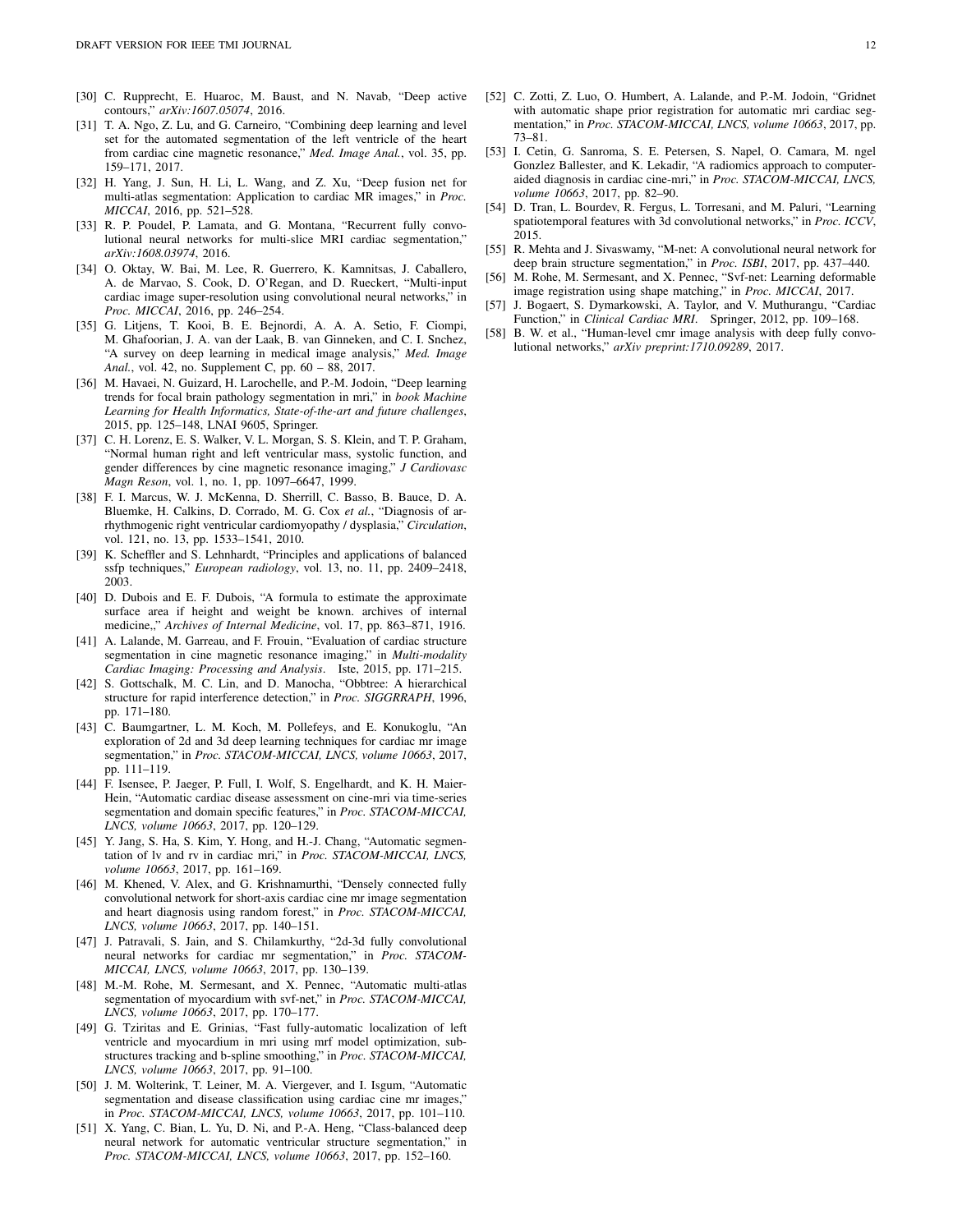[30] C. Rupprecht, E. Huaroc, M. Baust, and N. Navab, "Deep active contours," *arXiv:1607.05074*, 2016.

[31] T. A. Ngo, Z. Lu, and G. Carneiro, "Combining deep learning and level set for the automated segmentation of the left ventricle of the heart from cardiac cine magnetic resonance," *Med. Image Anal.*, vol. 35, pp. 159–171, 2017.

[32] H. Yang, J. Sun, H. Li, L. Wang, and Z. Xu, "Deep fusion net for multi-atlas segmentation: Application to cardiac MR images," in *Proc. MICCAI*, 2016, pp. 521–528.

[33] R. P. Poudel, P. Lamata, and G. Montana, "Recurrent fully convolutional neural networks for multi-slice MRI cardiac segmentation," *arXiv:1608.03974*, 2016.

[34] O. Oktay, W. Bai, M. Lee, R. Guerrero, K. Kamnitsas, J. Caballero, A. de Marvao, S. Cook, D. O'Regan, and D. Rueckert, "Multi-input cardiac image super-resolution using convolutional neural networks," in *Proc. MICCAI*, 2016, pp. 246–254.

[35] G. Litjens, T. Kooi, B. E. Bejnordi, A. A. A. Setio, F. Ciompi, M. Ghafoorian, J. A. van der Laak, B. van Ginneken, and C. I. Snchez, "A survey on deep learning in medical image analysis," *Med. Image Anal.*, vol. 42, no. Supplement C, pp. 60 – 88, 2017.

[36] M. Havaei, N. Guizard, H. Larochelle, and P.-M. Jodoin, "Deep learning trends for focal brain pathology segmentation in mri," in *book Machine Learning for Health Informatics, State-of-the-art and future challenges*, 2015, pp. 125–148, LNAI 9605, Springer.

[37] C. H. Lorenz, E. S. Walker, V. L. Morgan, S. S. Klein, and T. P. Graham, "Normal human right and left ventricular mass, systolic function, and gender differences by cine magnetic resonance imaging," *J Cardiovasc Magn Reson*, vol. 1, no. 1, pp. 1097–6647, 1999.

[38] F. I. Marcus, W. J. McKenna, D. Sherrill, C. Basso, B. Bauce, D. A. Bluemke, H. Calkins, D. Corrado, M. G. Cox *et al.*, "Diagnosis of arrhythmogenic right ventricular cardiomyopathy / dysplasia," *Circulation*, vol. 121, no. 13, pp. 1533–1541, 2010.

[39] K. Scheffler and S. Lehnhardt, "Principles and applications of balanced ssfp techniques," *European radiology*, vol. 13, no. 11, pp. 2409–2418, 2003.

[40] D. Dubois and E. F. Dubois, "A formula to estimate the approximate surface area if height and weight be known. archives of internal medicine,," *Archives of Internal Medicine*, vol. 17, pp. 863–871, 1916.

[41] A. Lalande, M. Garreau, and F. Frouin, "Evaluation of cardiac structure segmentation in cine magnetic resonance imaging," in *Multi-modality Cardiac Imaging: Processing and Analysis*. Iste, 2015, pp. 171–215.

[42] S. Gottschalk, M. C. Lin, and D. Manocha, "Obbtree: A hierarchical structure for rapid interference detection," in *Proc. SIGGRRAPH*, 1996, pp. 171–180.

[43] C. Baumgartner, L. M. Koch, M. Pollefeys, and E. Konukoglu, "An exploration of 2d and 3d deep learning techniques for cardiac mr image segmentation," in *Proc. STACOM-MICCAI, LNCS, volume 10663*, 2017, pp. 111–119.

[44] F. Isensee, P. Jaeger, P. Full, I. Wolf, S. Engelhardt, and K. H. Maier-Hein, "Automatic cardiac disease assessment on cine-mri via time-series segmentation and domain specific features," in *Proc. STACOM-MICCAI, LNCS, volume 10663*, 2017, pp. 120–129.

[45] Y. Jang, S. Ha, S. Kim, Y. Hong, and H.-J. Chang, "Automatic segmentation of lv and rv in cardiac mri," in *Proc. STACOM-MICCAI, LNCS, volume 10663*, 2017, pp. 161–169.

[46] M. Khened, V. Alex, and G. Krishnamurthi, "Densely connected fully convolutional network for short-axis cardiac cine mr image segmentation and heart diagnosis using random forest," in *Proc. STACOM-MICCAI, LNCS, volume 10663*, 2017, pp. 140–151.

[47] J. Patravali, S. Jain, and S. Chilamkurthy, "2d-3d fully convolutional neural networks for cardiac mr segmentation," in *Proc. STACOM-MICCAI, LNCS, volume 10663*, 2017, pp. 130–139.

[48] M.-M. Rohe, M. Sermesant, and X. Pennec, "Automatic multi-atlas segmentation of myocardium with svf-net," in *Proc. STACOM-MICCAI, LNCS, volume 10663*, 2017, pp. 170–177.

[49] G. Tziritas and E. Grinias, "Fast fully-automatic localization of left ventricle and myocardium in mri using mrf model optimization, substructures tracking and b-spline smoothing," in *Proc. STACOM-MICCAI, LNCS, volume 10663*, 2017, pp. 91–100.

[50] J. M. Wolterink, T. Leiner, M. A. Viergever, and I. Isgum, "Automatic segmentation and disease classification using cardiac cine mr images," in *Proc. STACOM-MICCAI, LNCS, volume 10663*, 2017, pp. 101–110.

[51] X. Yang, C. Bian, L. Yu, D. Ni, and P.-A. Heng, "Class-balanced deep neural network for automatic ventricular structure segmentation," in *Proc. STACOM-MICCAI, LNCS, volume 10663*, 2017, pp. 152–160.

[52] C. Zotti, Z. Luo, O. Humbert, A. Lalande, and P.-M. Jodoin, "Gridnet with automatic shape prior registration for automatic mri cardiac segmentation," in *Proc. STACOM-MICCAI, LNCS, volume 10663*, 2017, pp. 73–81.

[53] I. Cetin, G. Sanroma, S. E. Petersen, S. Napel, O. Camara, M. ngel Gonzlez Ballester, and K. Lekadir, "A radiomics approach to computer-aided diagnosis in cardiac cine-mri," in *Proc. STACOM-MICCAI, LNCS, volume 10663*, 2017, pp. 82–90.

[54] D. Tran, L. Bourdev, R. Fergus, L. Torresani, and M. Paluri, "Learning spatiotemporal features with 3d convolutional networks," in *Proc. ICCV*, 2015.

[55] R. Mehta and J. Sivaswamy, "M-net: A convolutional neural network for deep brain structure segmentation," in *Proc. ISBI*, 2017, pp. 437–440.

[56] M. Rohe, M. Sermesant, and X. Pennec, "Svf-net: Learning deformable image registration using shape matching," in *Proc. MICCAI*, 2017.

[57] J. Bogaert, S. Dymarkowski, A. Taylor, and V. Muthurangu, "Cardiac Function," in *Clinical Cardiac MRI*. Springer, 2012, pp. 109–168.

[58] B. W. et al., "Human-level cmr image analysis with deep fully convolutional networks," *arXiv preprint:1710.09289*, 2017.